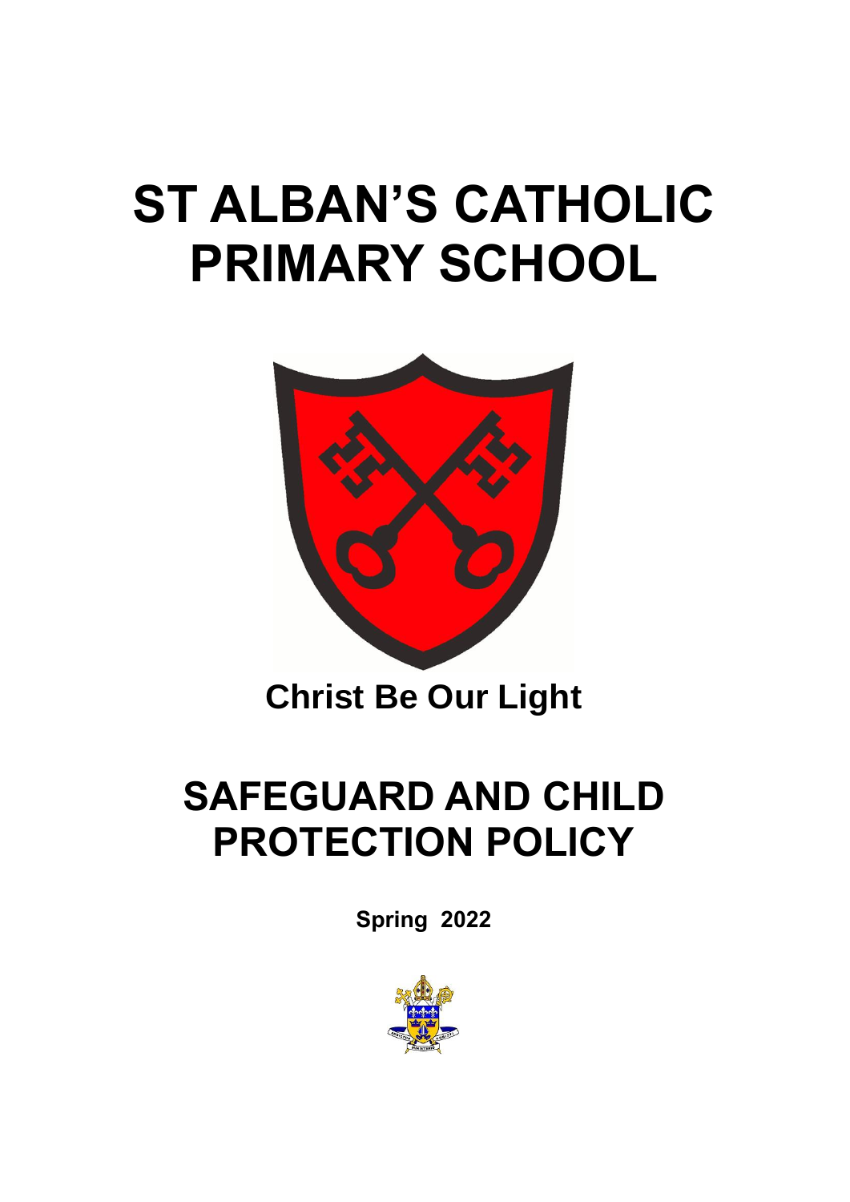# ST ALBAN'S CATHOLIC PRIMARY SCHOOL

**Christ Be Our Light**

# SAFEGUARD AND CHILD PROTECTION POLICY

**Spring 2022**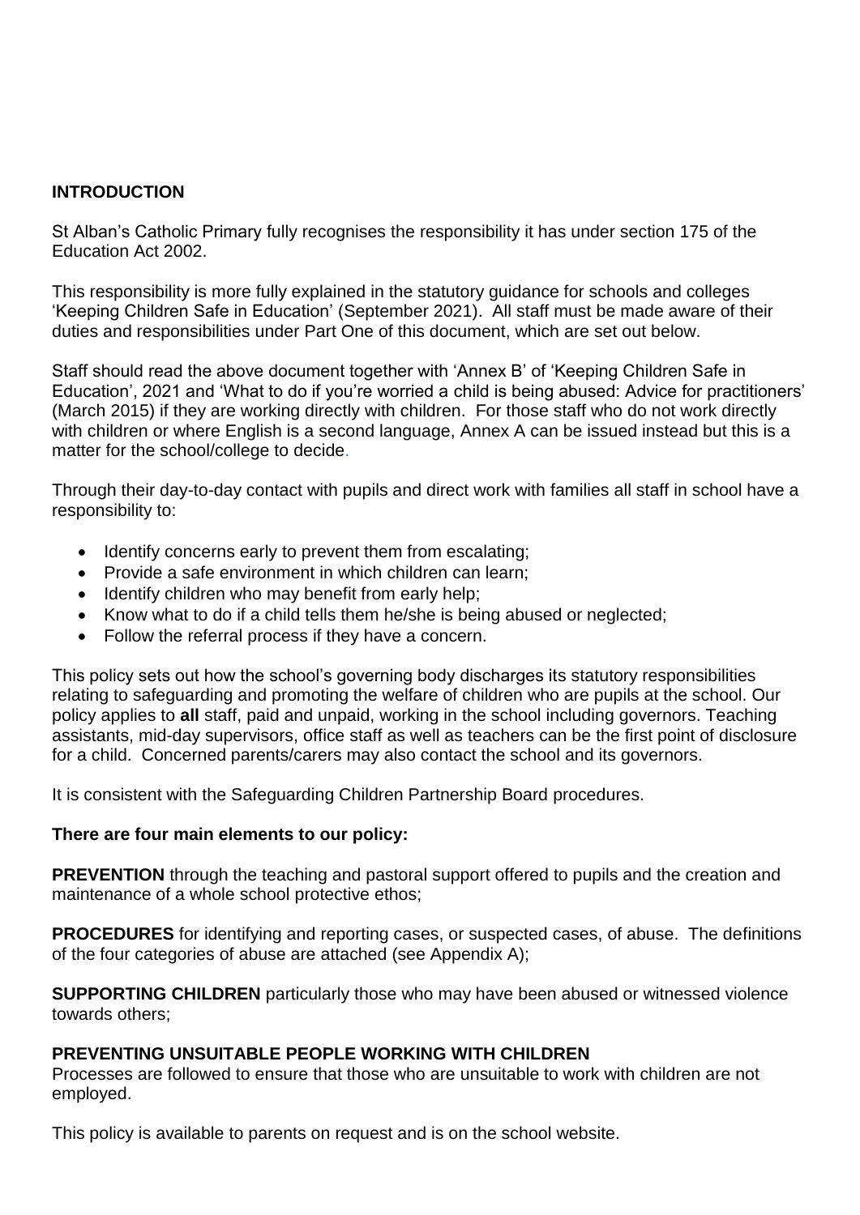## INTRODUCTION

St Alban's Catholic Primary fully recognises the responsibility it has under section 175 of the Education Act 2002.

This responsibility is more fully explained in the statutory guidance for schools and colleges 'Keeping Children Safe in Education' (September 2021). All staff must be made aware of their duties and responsibilities under Part One of this document, which are set out below.

Staff should read the above document together with 'Annex B' of 'Keeping Children Safe in Education', 2021 and 'What to do if you're worried a child is being abused: Advice for practitioners' (March 2015) if they are working directly with children. For those staff who do not work directly with children or where English is a second language, Annex A can be issued instead but this is a matter for the school/college to decide.

Through their day-to-day contact with pupils and direct work with families all staff in school have a responsibility to:

- Identify concerns early to prevent them from escalating;
- Provide a safe environment in which children can learn;
- Identify children who may benefit from early help;
- Know what to do if a child tells them he/she is being abused or neglected;
- Follow the referral process if they have a concern.

This policy sets out how the school's governing body discharges its statutory responsibilities relating to safeguarding and promoting the welfare of children who are pupils at the school. Our policy applies to **all** staff, paid and unpaid, working in the school including governors. Teaching assistants, mid-day supervisors, office staff as well as teachers can be the first point of disclosure for a child. Concerned parents/carers may also contact the school and its governors.

It is consistent with the Safeguarding Children Partnership Board procedures.

**There are four main elements to our policy:**

**PREVENTION** through the teaching and pastoral support offered to pupils and the creation and maintenance of a whole school protective ethos;

**PROCEDURES** for identifying and reporting cases, or suspected cases, of abuse. The definitions of the four categories of abuse are attached (see Appendix A);

**SUPPORTING CHILDREN** particularly those who may have been abused or witnessed violence towards others;

**PREVENTING UNSUITABLE PEOPLE WORKING WITH CHILDREN**
Processes are followed to ensure that those who are unsuitable to work with children are not employed.

This policy is available to parents on request and is on the school website.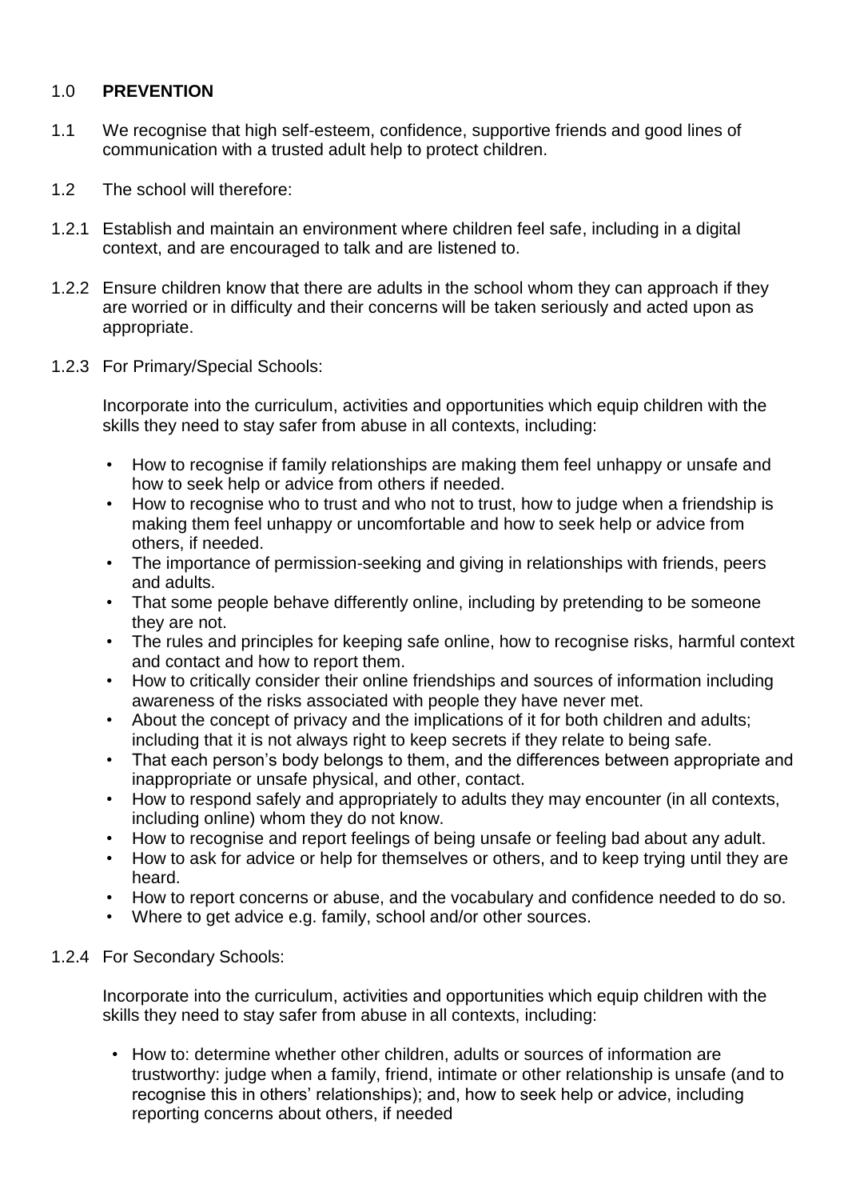## 1.0 **PREVENTION**

1.1 We recognise that high self-esteem, confidence, supportive friends and good lines of communication with a trusted adult help to protect children.

1.2 The school will therefore:

1.2.1 Establish and maintain an environment where children feel safe, including in a digital context, and are encouraged to talk and are listened to.

1.2.2 Ensure children know that there are adults in the school whom they can approach if they are worried or in difficulty and their concerns will be taken seriously and acted upon as appropriate.

1.2.3 For Primary/Special Schools:

Incorporate into the curriculum, activities and opportunities which equip children with the skills they need to stay safer from abuse in all contexts, including:

- How to recognise if family relationships are making them feel unhappy or unsafe and how to seek help or advice from others if needed.
- How to recognise who to trust and who not to trust, how to judge when a friendship is making them feel unhappy or uncomfortable and how to seek help or advice from others, if needed.
- The importance of permission-seeking and giving in relationships with friends, peers and adults.
- That some people behave differently online, including by pretending to be someone they are not.
- The rules and principles for keeping safe online, how to recognise risks, harmful context and contact and how to report them.
- How to critically consider their online friendships and sources of information including awareness of the risks associated with people they have never met.
- About the concept of privacy and the implications of it for both children and adults; including that it is not always right to keep secrets if they relate to being safe.
- That each person's body belongs to them, and the differences between appropriate and inappropriate or unsafe physical, and other, contact.
- How to respond safely and appropriately to adults they may encounter (in all contexts, including online) whom they do not know.
- How to recognise and report feelings of being unsafe or feeling bad about any adult.
- How to ask for advice or help for themselves or others, and to keep trying until they are heard.
- How to report concerns or abuse, and the vocabulary and confidence needed to do so.
- Where to get advice e.g. family, school and/or other sources.

1.2.4 For Secondary Schools:

Incorporate into the curriculum, activities and opportunities which equip children with the skills they need to stay safer from abuse in all contexts, including:

- How to: determine whether other children, adults or sources of information are trustworthy: judge when a family, friend, intimate or other relationship is unsafe (and to recognise this in others' relationships); and, how to seek help or advice, including reporting concerns about others, if needed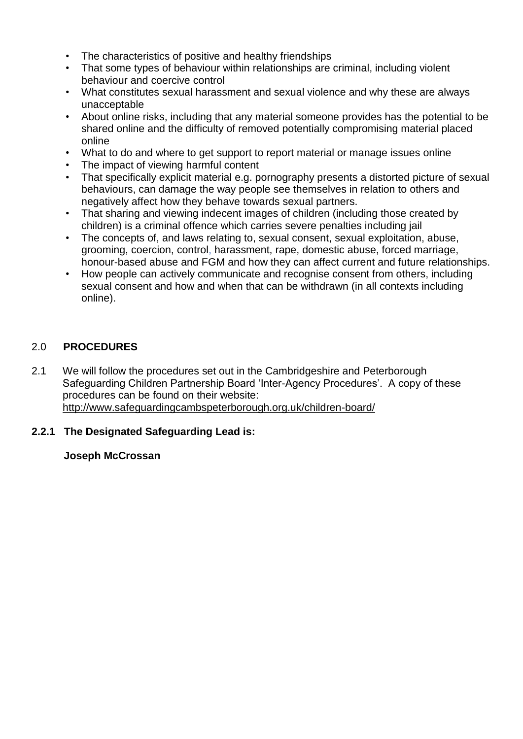- The characteristics of positive and healthy friendships
- That some types of behaviour within relationships are criminal, including violent behaviour and coercive control
- What constitutes sexual harassment and sexual violence and why these are always unacceptable
- About online risks, including that any material someone provides has the potential to be shared online and the difficulty of removed potentially compromising material placed online
- What to do and where to get support to report material or manage issues online
- The impact of viewing harmful content
- That specifically explicit material e.g. pornography presents a distorted picture of sexual behaviours, can damage the way people see themselves in relation to others and negatively affect how they behave towards sexual partners.
- That sharing and viewing indecent images of children (including those created by children) is a criminal offence which carries severe penalties including jail
- The concepts of, and laws relating to, sexual consent, sexual exploitation, abuse, grooming, coercion, control, harassment, rape, domestic abuse, forced marriage, honour-based abuse and FGM and how they can affect current and future relationships.
- How people can actively communicate and recognise consent from others, including sexual consent and how and when that can be withdrawn (in all contexts including online).

## 2.0 PROCEDURES

2.1 We will follow the procedures set out in the Cambridgeshire and Peterborough Safeguarding Children Partnership Board 'Inter-Agency Procedures'. A copy of these procedures can be found on their website: http://www.safeguardingcambspeterborough.org.uk/children-board/

**2.2.1 The Designated Safeguarding Lead is:**

**Joseph McCrossan**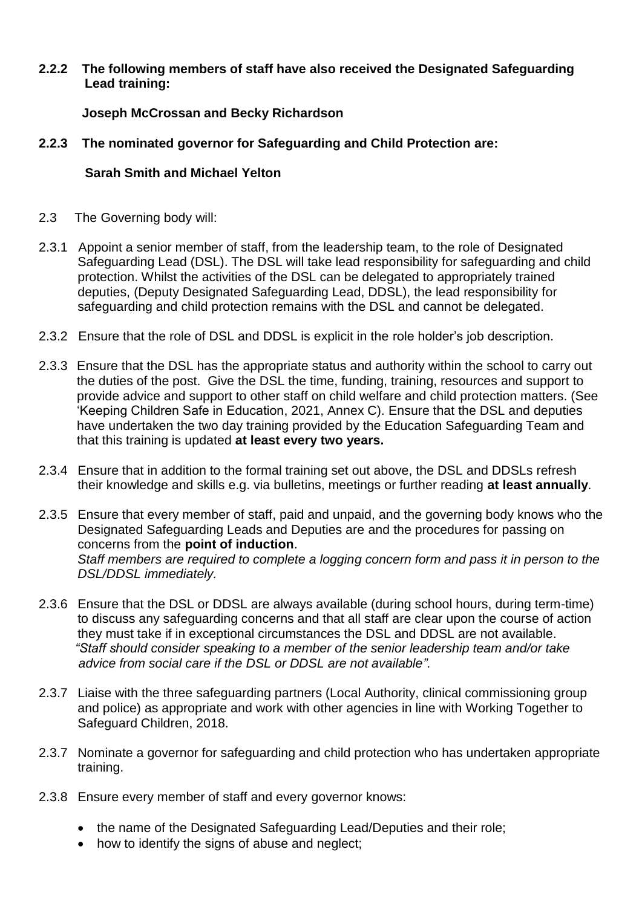**2.2.2 The following members of staff have also received the Designated Safeguarding Lead training:**

**Joseph McCrossan and Becky Richardson**

**2.2.3 The nominated governor for Safeguarding and Child Protection are:**

**Sarah Smith and Michael Yelton**

2.3 The Governing body will:

2.3.1 Appoint a senior member of staff, from the leadership team, to the role of Designated Safeguarding Lead (DSL). The DSL will take lead responsibility for safeguarding and child protection. Whilst the activities of the DSL can be delegated to appropriately trained deputies, (Deputy Designated Safeguarding Lead, DDSL), the lead responsibility for safeguarding and child protection remains with the DSL and cannot be delegated.

2.3.2 Ensure that the role of DSL and DDSL is explicit in the role holder's job description.

2.3.3 Ensure that the DSL has the appropriate status and authority within the school to carry out the duties of the post. Give the DSL the time, funding, training, resources and support to provide advice and support to other staff on child welfare and child protection matters. (See 'Keeping Children Safe in Education, 2021, Annex C). Ensure that the DSL and deputies have undertaken the two day training provided by the Education Safeguarding Team and that this training is updated **at least every two years.**

2.3.4 Ensure that in addition to the formal training set out above, the DSL and DDSLs refresh their knowledge and skills e.g. via bulletins, meetings or further reading **at least annually**.

2.3.5 Ensure that every member of staff, paid and unpaid, and the governing body knows who the Designated Safeguarding Leads and Deputies are and the procedures for passing on concerns from the **point of induction**.
*Staff members are required to complete a logging concern form and pass it in person to the DSL/DDSL immediately.*

2.3.6 Ensure that the DSL or DDSL are always available (during school hours, during term-time) to discuss any safeguarding concerns and that all staff are clear upon the course of action they must take if in exceptional circumstances the DSL and DDSL are not available.
*"Staff should consider speaking to a member of the senior leadership team and/or take advice from social care if the DSL or DDSL are not available".*

2.3.7 Liaise with the three safeguarding partners (Local Authority, clinical commissioning group and police) as appropriate and work with other agencies in line with Working Together to Safeguard Children, 2018.

2.3.7 Nominate a governor for safeguarding and child protection who has undertaken appropriate training.

2.3.8 Ensure every member of staff and every governor knows:

- the name of the Designated Safeguarding Lead/Deputies and their role;
- how to identify the signs of abuse and neglect;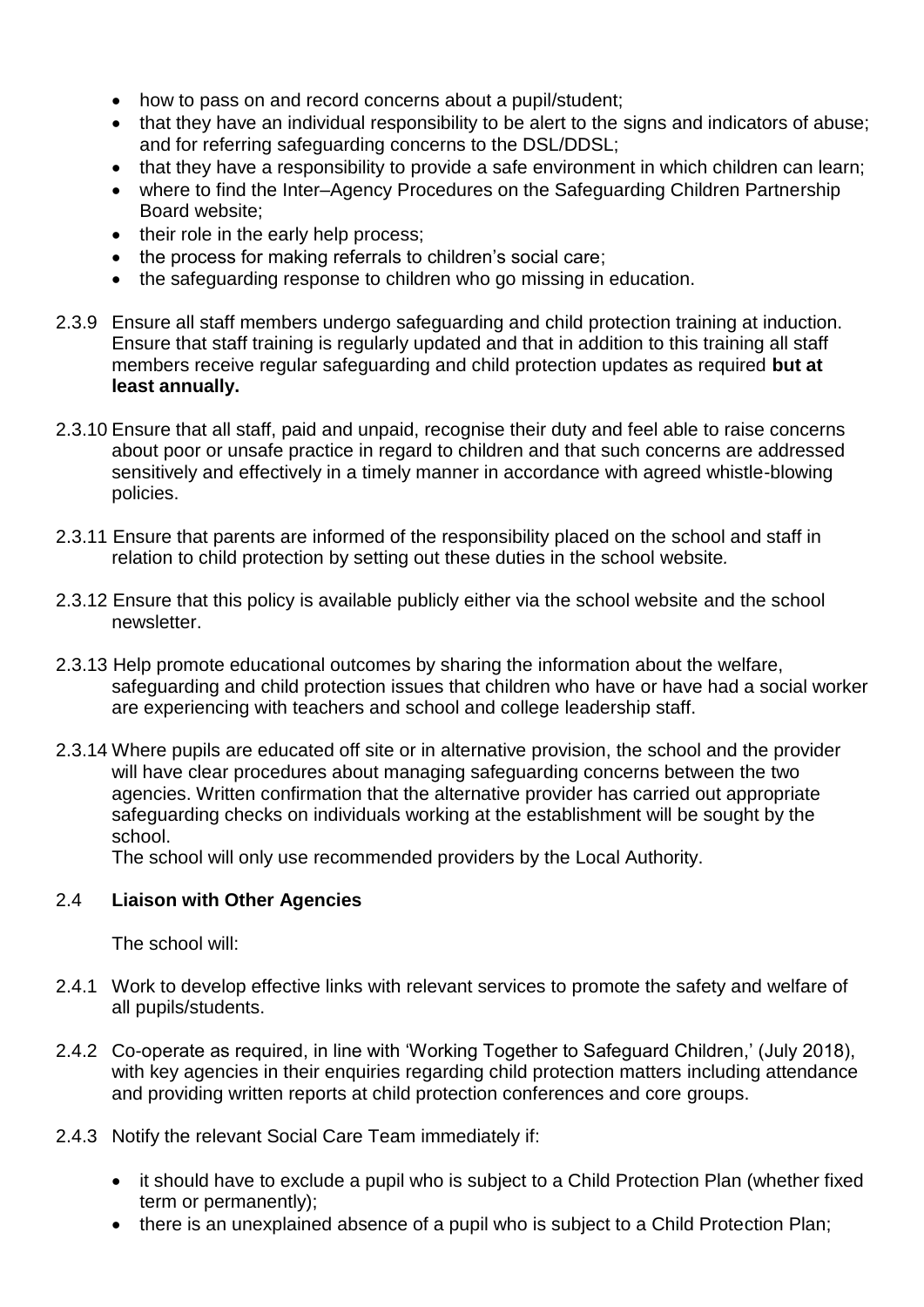- how to pass on and record concerns about a pupil/student;
- that they have an individual responsibility to be alert to the signs and indicators of abuse; and for referring safeguarding concerns to the DSL/DDSL;
- that they have a responsibility to provide a safe environment in which children can learn;
- where to find the Inter–Agency Procedures on the Safeguarding Children Partnership Board website;
- their role in the early help process;
- the process for making referrals to children's social care;
- the safeguarding response to children who go missing in education.

2.3.9 Ensure all staff members undergo safeguarding and child protection training at induction. Ensure that staff training is regularly updated and that in addition to this training all staff members receive regular safeguarding and child protection updates as required **but at least annually.**

2.3.10 Ensure that all staff, paid and unpaid, recognise their duty and feel able to raise concerns about poor or unsafe practice in regard to children and that such concerns are addressed sensitively and effectively in a timely manner in accordance with agreed whistle-blowing policies.

2.3.11 Ensure that parents are informed of the responsibility placed on the school and staff in relation to child protection by setting out these duties in the school website.

2.3.12 Ensure that this policy is available publicly either via the school website and the school newsletter.

2.3.13 Help promote educational outcomes by sharing the information about the welfare, safeguarding and child protection issues that children who have or have had a social worker are experiencing with teachers and school and college leadership staff.

2.3.14 Where pupils are educated off site or in alternative provision, the school and the provider will have clear procedures about managing safeguarding concerns between the two agencies. Written confirmation that the alternative provider has carried out appropriate safeguarding checks on individuals working at the establishment will be sought by the school.

The school will only use recommended providers by the Local Authority.

## 2.4 Liaison with Other Agencies

The school will:

2.4.1 Work to develop effective links with relevant services to promote the safety and welfare of all pupils/students.

2.4.2 Co-operate as required, in line with 'Working Together to Safeguard Children,' (July 2018), with key agencies in their enquiries regarding child protection matters including attendance and providing written reports at child protection conferences and core groups.

2.4.3 Notify the relevant Social Care Team immediately if:

- it should have to exclude a pupil who is subject to a Child Protection Plan (whether fixed term or permanently);
- there is an unexplained absence of a pupil who is subject to a Child Protection Plan;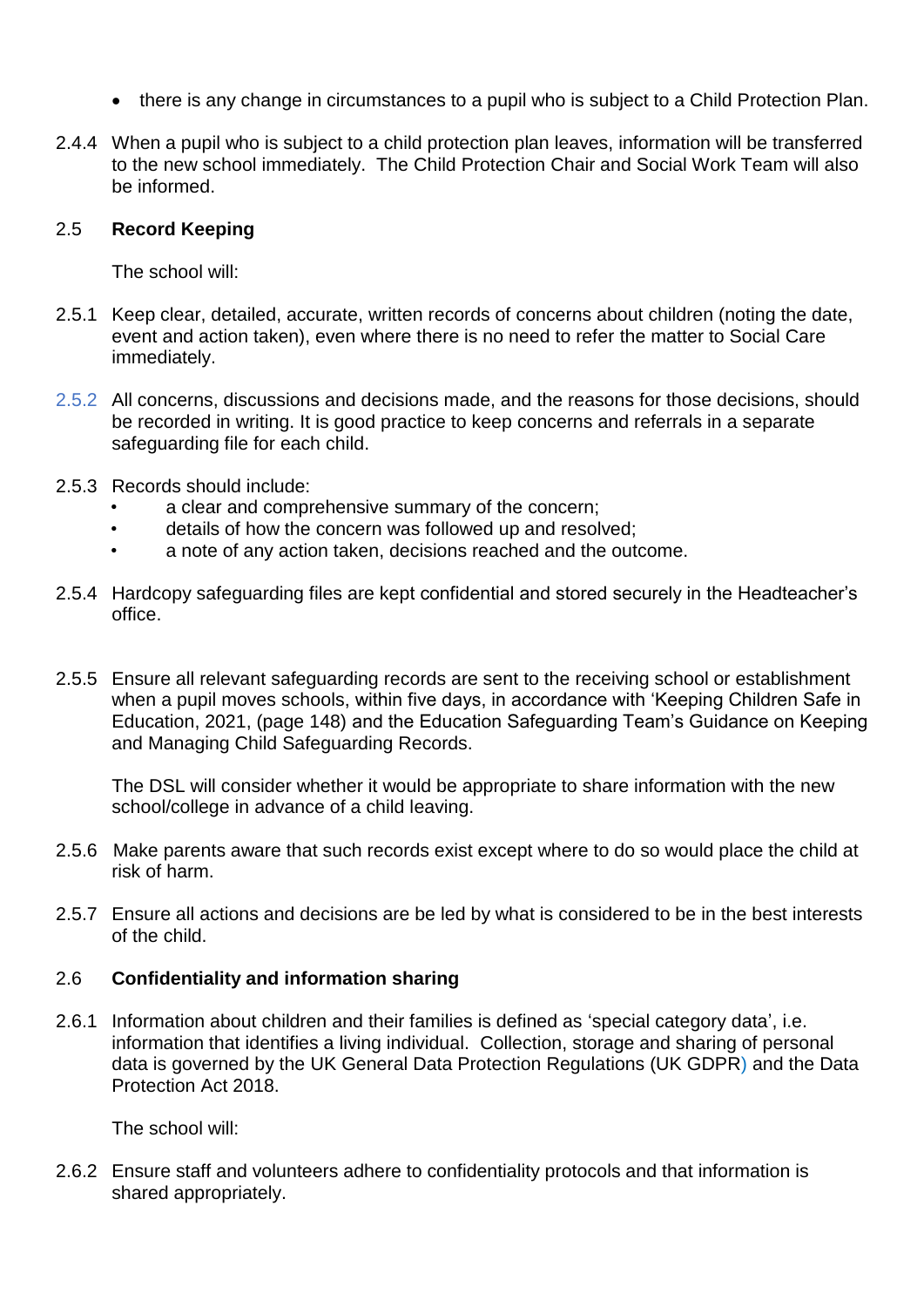- there is any change in circumstances to a pupil who is subject to a Child Protection Plan.

2.4.4 When a pupil who is subject to a child protection plan leaves, information will be transferred to the new school immediately. The Child Protection Chair and Social Work Team will also be informed.

## 2.5 **Record Keeping**

The school will:

2.5.1 Keep clear, detailed, accurate, written records of concerns about children (noting the date, event and action taken), even where there is no need to refer the matter to Social Care immediately.

2.5.2 All concerns, discussions and decisions made, and the reasons for those decisions, should be recorded in writing. It is good practice to keep concerns and referrals in a separate safeguarding file for each child.

2.5.3 Records should include:

- a clear and comprehensive summary of the concern;
- details of how the concern was followed up and resolved;
- a note of any action taken, decisions reached and the outcome.

2.5.4 Hardcopy safeguarding files are kept confidential and stored securely in the Headteacher's office.

2.5.5 Ensure all relevant safeguarding records are sent to the receiving school or establishment when a pupil moves schools, within five days, in accordance with 'Keeping Children Safe in Education, 2021, (page 148) and the Education Safeguarding Team's Guidance on Keeping and Managing Child Safeguarding Records.

The DSL will consider whether it would be appropriate to share information with the new school/college in advance of a child leaving.

2.5.6 Make parents aware that such records exist except where to do so would place the child at risk of harm.

2.5.7 Ensure all actions and decisions are be led by what is considered to be in the best interests of the child.

## 2.6 **Confidentiality and information sharing**

2.6.1 Information about children and their families is defined as 'special category data', i.e. information that identifies a living individual. Collection, storage and sharing of personal data is governed by the UK General Data Protection Regulations (UK GDPR) and the Data Protection Act 2018.

The school will:

2.6.2 Ensure staff and volunteers adhere to confidentiality protocols and that information is shared appropriately.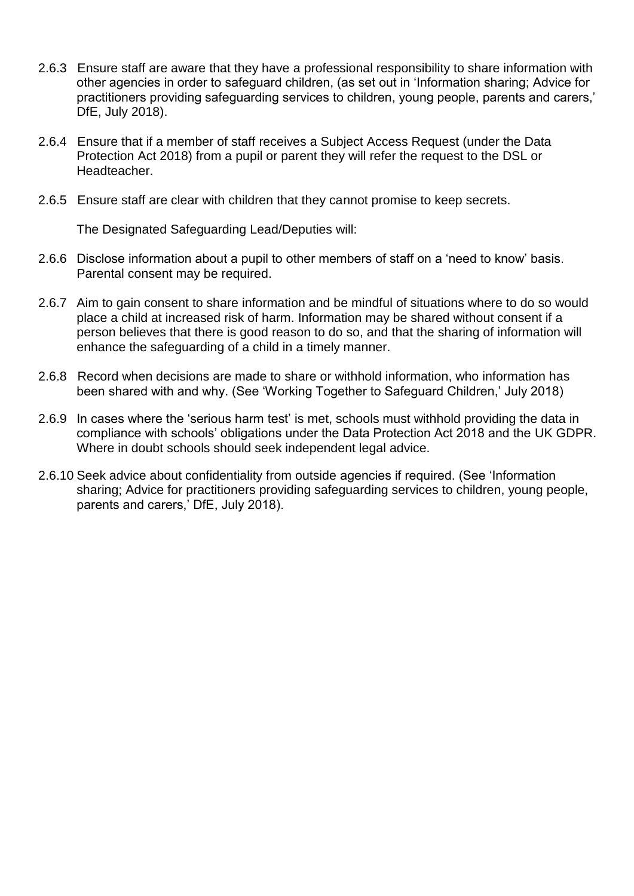2.6.3 Ensure staff are aware that they have a professional responsibility to share information with other agencies in order to safeguard children, (as set out in 'Information sharing; Advice for practitioners providing safeguarding services to children, young people, parents and carers,' DfE, July 2018).

2.6.4 Ensure that if a member of staff receives a Subject Access Request (under the Data Protection Act 2018) from a pupil or parent they will refer the request to the DSL or Headteacher.

2.6.5 Ensure staff are clear with children that they cannot promise to keep secrets.

The Designated Safeguarding Lead/Deputies will:

2.6.6 Disclose information about a pupil to other members of staff on a 'need to know' basis. Parental consent may be required.

2.6.7 Aim to gain consent to share information and be mindful of situations where to do so would place a child at increased risk of harm. Information may be shared without consent if a person believes that there is good reason to do so, and that the sharing of information will enhance the safeguarding of a child in a timely manner.

2.6.8 Record when decisions are made to share or withhold information, who information has been shared with and why. (See 'Working Together to Safeguard Children,' July 2018)

2.6.9 In cases where the 'serious harm test' is met, schools must withhold providing the data in compliance with schools' obligations under the Data Protection Act 2018 and the UK GDPR. Where in doubt schools should seek independent legal advice.

2.6.10 Seek advice about confidentiality from outside agencies if required. (See 'Information sharing; Advice for practitioners providing safeguarding services to children, young people, parents and carers,' DfE, July 2018).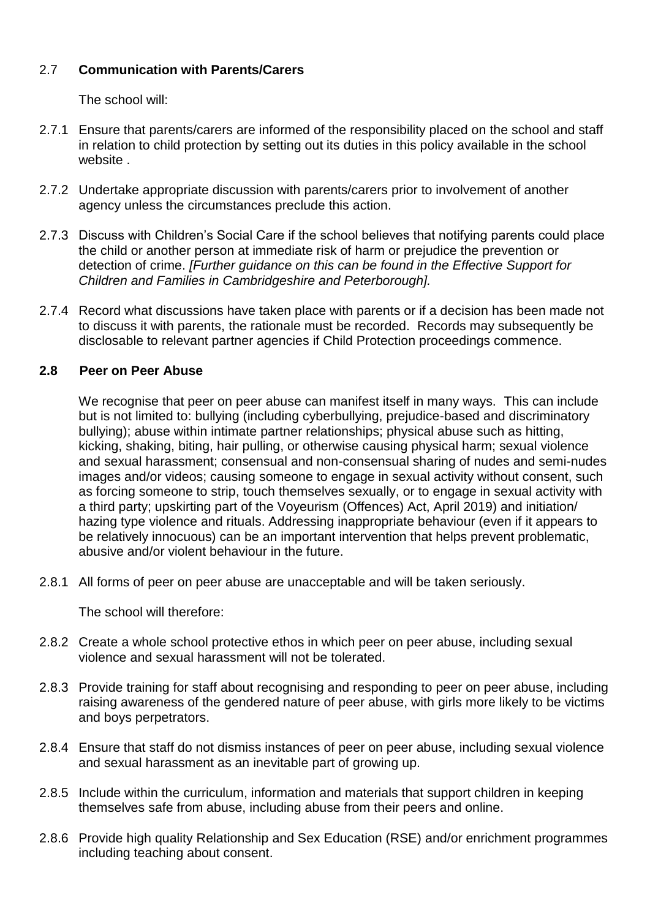### 2.7 **Communication with Parents/Carers**

The school will:

2.7.1 Ensure that parents/carers are informed of the responsibility placed on the school and staff in relation to child protection by setting out its duties in this policy available in the school website .

2.7.2 Undertake appropriate discussion with parents/carers prior to involvement of another agency unless the circumstances preclude this action.

2.7.3 Discuss with Children's Social Care if the school believes that notifying parents could place the child or another person at immediate risk of harm or prejudice the prevention or detection of crime. *[Further guidance on this can be found in the Effective Support for Children and Families in Cambridgeshire and Peterborough].*

2.7.4 Record what discussions have taken place with parents or if a decision has been made not to discuss it with parents, the rationale must be recorded. Records may subsequently be disclosable to relevant partner agencies if Child Protection proceedings commence.

### **2.8 Peer on Peer Abuse**

We recognise that peer on peer abuse can manifest itself in many ways. This can include but is not limited to: bullying (including cyberbullying, prejudice-based and discriminatory bullying); abuse within intimate partner relationships; physical abuse such as hitting, kicking, shaking, biting, hair pulling, or otherwise causing physical harm; sexual violence and sexual harassment; consensual and non-consensual sharing of nudes and semi-nudes images and/or videos; causing someone to engage in sexual activity without consent, such as forcing someone to strip, touch themselves sexually, or to engage in sexual activity with a third party; upskirting part of the Voyeurism (Offences) Act, April 2019) and initiation/ hazing type violence and rituals. Addressing inappropriate behaviour (even if it appears to be relatively innocuous) can be an important intervention that helps prevent problematic, abusive and/or violent behaviour in the future.

2.8.1 All forms of peer on peer abuse are unacceptable and will be taken seriously.

The school will therefore:

2.8.2 Create a whole school protective ethos in which peer on peer abuse, including sexual violence and sexual harassment will not be tolerated.

2.8.3 Provide training for staff about recognising and responding to peer on peer abuse, including raising awareness of the gendered nature of peer abuse, with girls more likely to be victims and boys perpetrators.

2.8.4 Ensure that staff do not dismiss instances of peer on peer abuse, including sexual violence and sexual harassment as an inevitable part of growing up.

2.8.5 Include within the curriculum, information and materials that support children in keeping themselves safe from abuse, including abuse from their peers and online.

2.8.6 Provide high quality Relationship and Sex Education (RSE) and/or enrichment programmes including teaching about consent.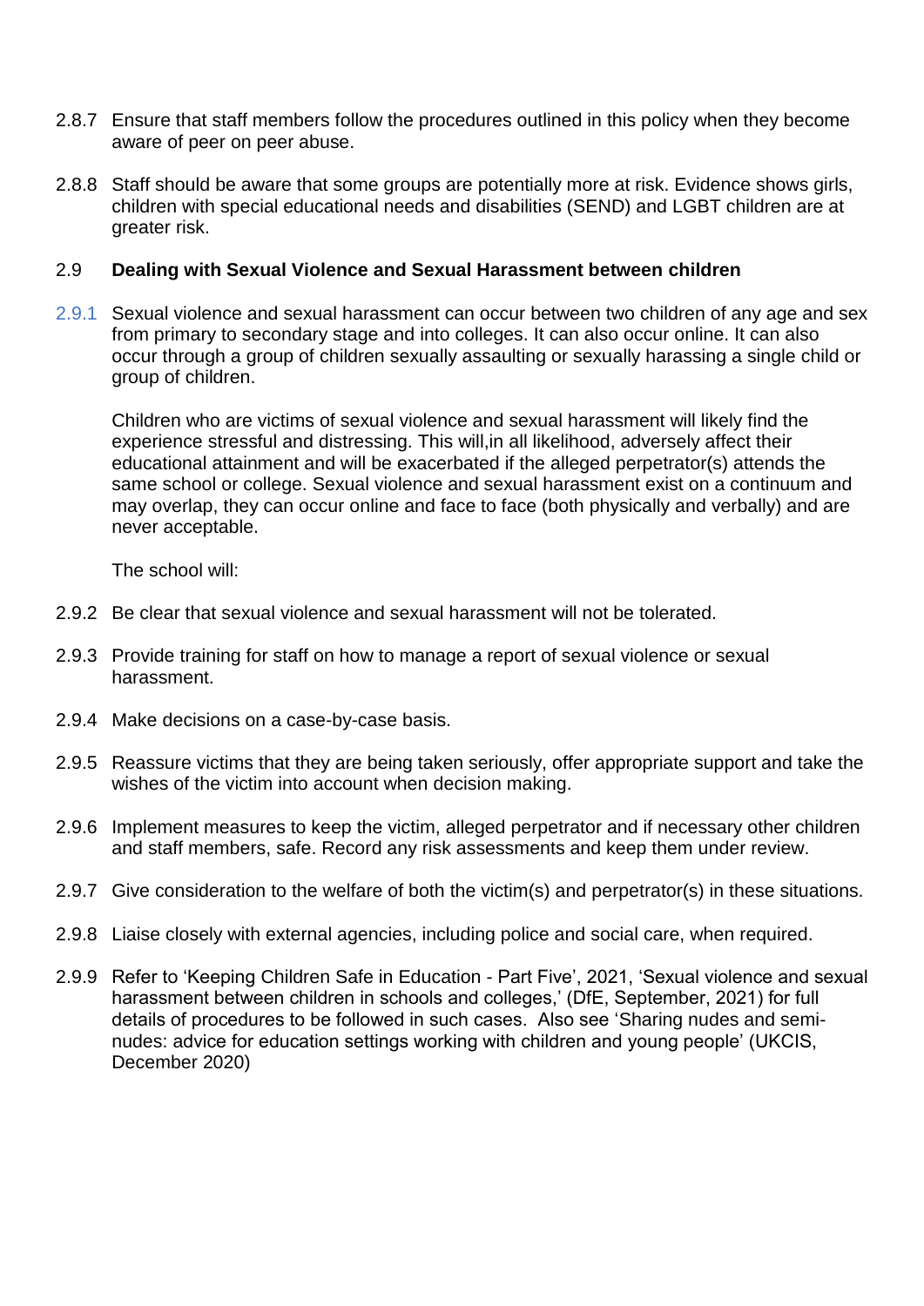2.8.7 Ensure that staff members follow the procedures outlined in this policy when they become aware of peer on peer abuse.

2.8.8 Staff should be aware that some groups are potentially more at risk. Evidence shows girls, children with special educational needs and disabilities (SEND) and LGBT children are at greater risk.

2.9 **Dealing with Sexual Violence and Sexual Harassment between children**

2.9.1 Sexual violence and sexual harassment can occur between two children of any age and sex from primary to secondary stage and into colleges. It can also occur online. It can also occur through a group of children sexually assaulting or sexually harassing a single child or group of children.

Children who are victims of sexual violence and sexual harassment will likely find the experience stressful and distressing. This will,in all likelihood, adversely affect their educational attainment and will be exacerbated if the alleged perpetrator(s) attends the same school or college. Sexual violence and sexual harassment exist on a continuum and may overlap, they can occur online and face to face (both physically and verbally) and are never acceptable.

The school will:

2.9.2 Be clear that sexual violence and sexual harassment will not be tolerated.

2.9.3 Provide training for staff on how to manage a report of sexual violence or sexual harassment.

2.9.4 Make decisions on a case-by-case basis.

2.9.5 Reassure victims that they are being taken seriously, offer appropriate support and take the wishes of the victim into account when decision making.

2.9.6 Implement measures to keep the victim, alleged perpetrator and if necessary other children and staff members, safe. Record any risk assessments and keep them under review.

2.9.7 Give consideration to the welfare of both the victim(s) and perpetrator(s) in these situations.

2.9.8 Liaise closely with external agencies, including police and social care, when required.

2.9.9 Refer to 'Keeping Children Safe in Education - Part Five', 2021, 'Sexual violence and sexual harassment between children in schools and colleges,' (DfE, September, 2021) for full details of procedures to be followed in such cases. Also see 'Sharing nudes and semi-nudes: advice for education settings working with children and young people' (UKCIS, December 2020)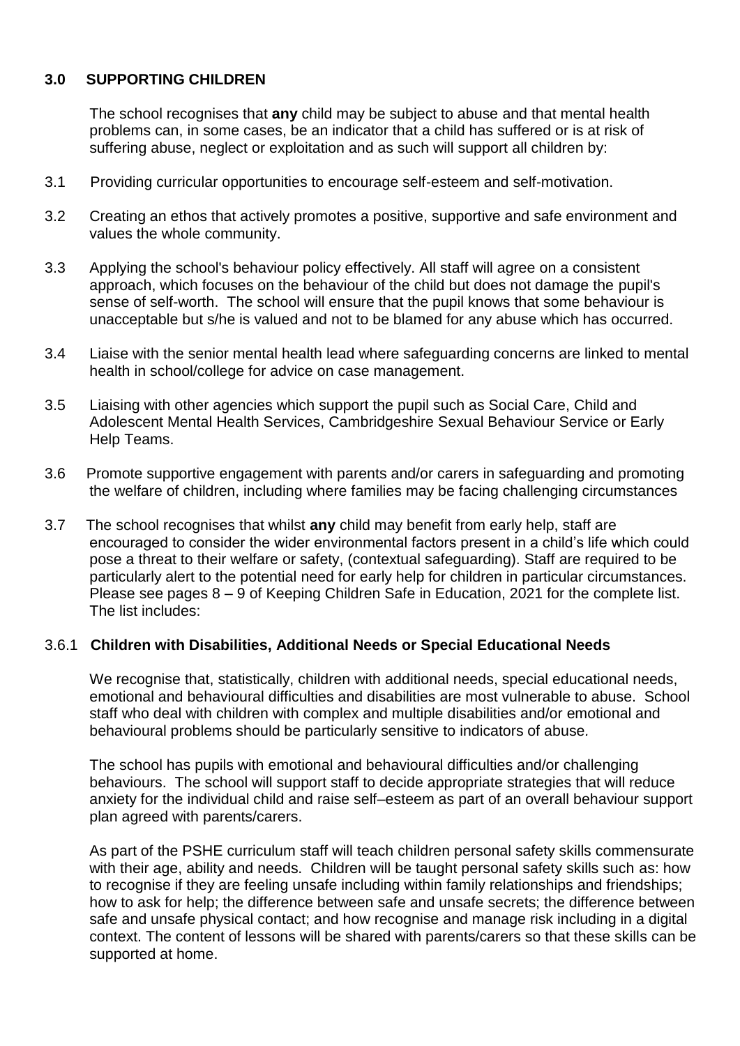## 3.0 SUPPORTING CHILDREN

The school recognises that **any** child may be subject to abuse and that mental health problems can, in some cases, be an indicator that a child has suffered or is at risk of suffering abuse, neglect or exploitation and as such will support all children by:

3.1 Providing curricular opportunities to encourage self-esteem and self-motivation.

3.2 Creating an ethos that actively promotes a positive, supportive and safe environment and values the whole community.

3.3 Applying the school's behaviour policy effectively. All staff will agree on a consistent approach, which focuses on the behaviour of the child but does not damage the pupil's sense of self-worth. The school will ensure that the pupil knows that some behaviour is unacceptable but s/he is valued and not to be blamed for any abuse which has occurred.

3.4 Liaise with the senior mental health lead where safeguarding concerns are linked to mental health in school/college for advice on case management.

3.5 Liaising with other agencies which support the pupil such as Social Care, Child and Adolescent Mental Health Services, Cambridgeshire Sexual Behaviour Service or Early Help Teams.

3.6 Promote supportive engagement with parents and/or carers in safeguarding and promoting the welfare of children, including where families may be facing challenging circumstances

3.7 The school recognises that whilst **any** child may benefit from early help, staff are encouraged to consider the wider environmental factors present in a child's life which could pose a threat to their welfare or safety, (contextual safeguarding). Staff are required to be particularly alert to the potential need for early help for children in particular circumstances. Please see pages 8 – 9 of Keeping Children Safe in Education, 2021 for the complete list. The list includes:

### 3.6.1 Children with Disabilities, Additional Needs or Special Educational Needs

We recognise that, statistically, children with additional needs, special educational needs, emotional and behavioural difficulties and disabilities are most vulnerable to abuse. School staff who deal with children with complex and multiple disabilities and/or emotional and behavioural problems should be particularly sensitive to indicators of abuse.

The school has pupils with emotional and behavioural difficulties and/or challenging behaviours. The school will support staff to decide appropriate strategies that will reduce anxiety for the individual child and raise self–esteem as part of an overall behaviour support plan agreed with parents/carers.

As part of the PSHE curriculum staff will teach children personal safety skills commensurate with their age, ability and needs. Children will be taught personal safety skills such as: how to recognise if they are feeling unsafe including within family relationships and friendships; how to ask for help; the difference between safe and unsafe secrets; the difference between safe and unsafe physical contact; and how recognise and manage risk including in a digital context. The content of lessons will be shared with parents/carers so that these skills can be supported at home.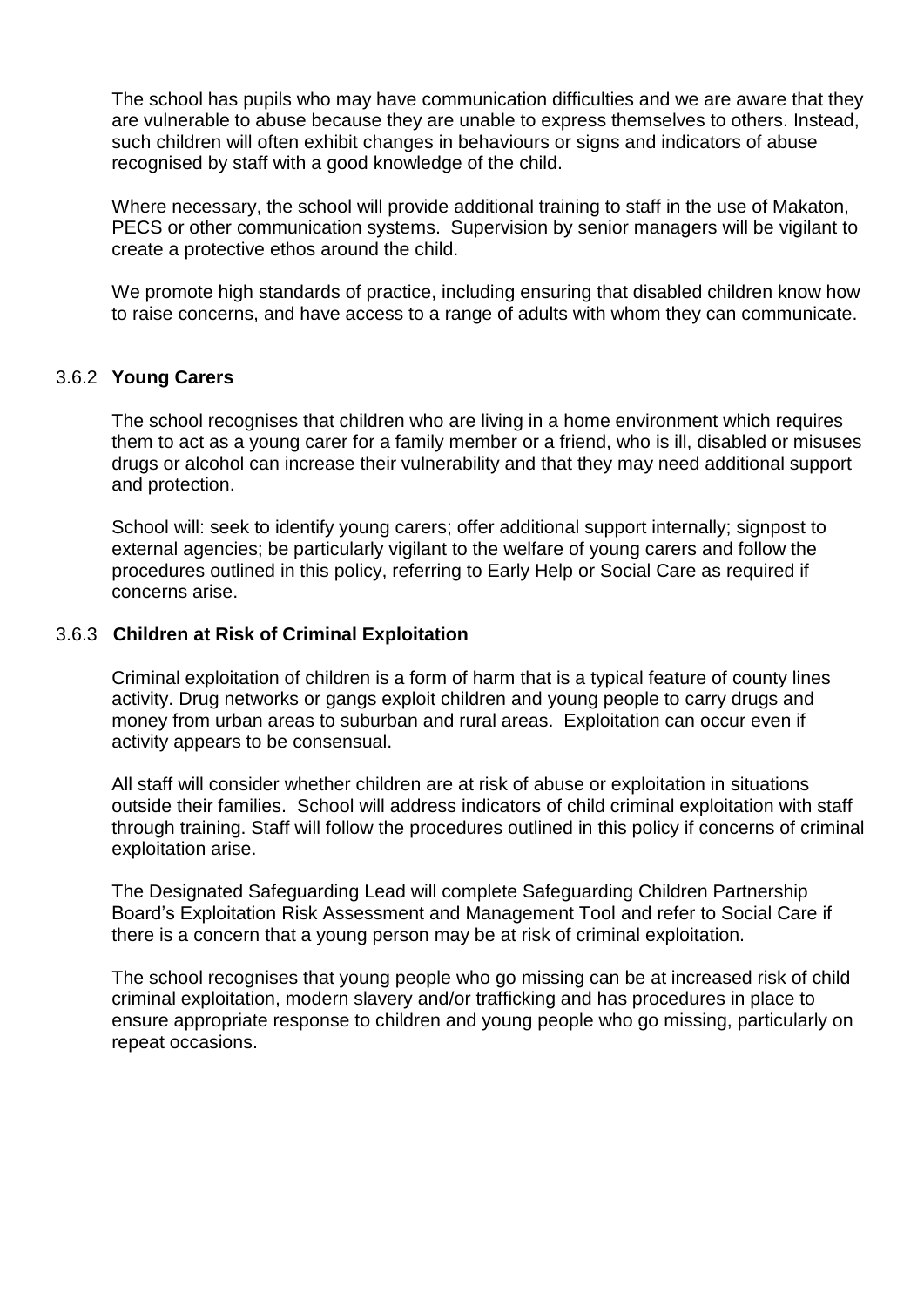The school has pupils who may have communication difficulties and we are aware that they are vulnerable to abuse because they are unable to express themselves to others. Instead, such children will often exhibit changes in behaviours or signs and indicators of abuse recognised by staff with a good knowledge of the child.

Where necessary, the school will provide additional training to staff in the use of Makaton, PECS or other communication systems. Supervision by senior managers will be vigilant to create a protective ethos around the child.

We promote high standards of practice, including ensuring that disabled children know how to raise concerns, and have access to a range of adults with whom they can communicate.

### 3.6.2 Young Carers

The school recognises that children who are living in a home environment which requires them to act as a young carer for a family member or a friend, who is ill, disabled or misuses drugs or alcohol can increase their vulnerability and that they may need additional support and protection.

School will: seek to identify young carers; offer additional support internally; signpost to external agencies; be particularly vigilant to the welfare of young carers and follow the procedures outlined in this policy, referring to Early Help or Social Care as required if concerns arise.

### 3.6.3 Children at Risk of Criminal Exploitation

Criminal exploitation of children is a form of harm that is a typical feature of county lines activity. Drug networks or gangs exploit children and young people to carry drugs and money from urban areas to suburban and rural areas. Exploitation can occur even if activity appears to be consensual.

All staff will consider whether children are at risk of abuse or exploitation in situations outside their families. School will address indicators of child criminal exploitation with staff through training. Staff will follow the procedures outlined in this policy if concerns of criminal exploitation arise.

The Designated Safeguarding Lead will complete Safeguarding Children Partnership Board's Exploitation Risk Assessment and Management Tool and refer to Social Care if there is a concern that a young person may be at risk of criminal exploitation.

The school recognises that young people who go missing can be at increased risk of child criminal exploitation, modern slavery and/or trafficking and has procedures in place to ensure appropriate response to children and young people who go missing, particularly on repeat occasions.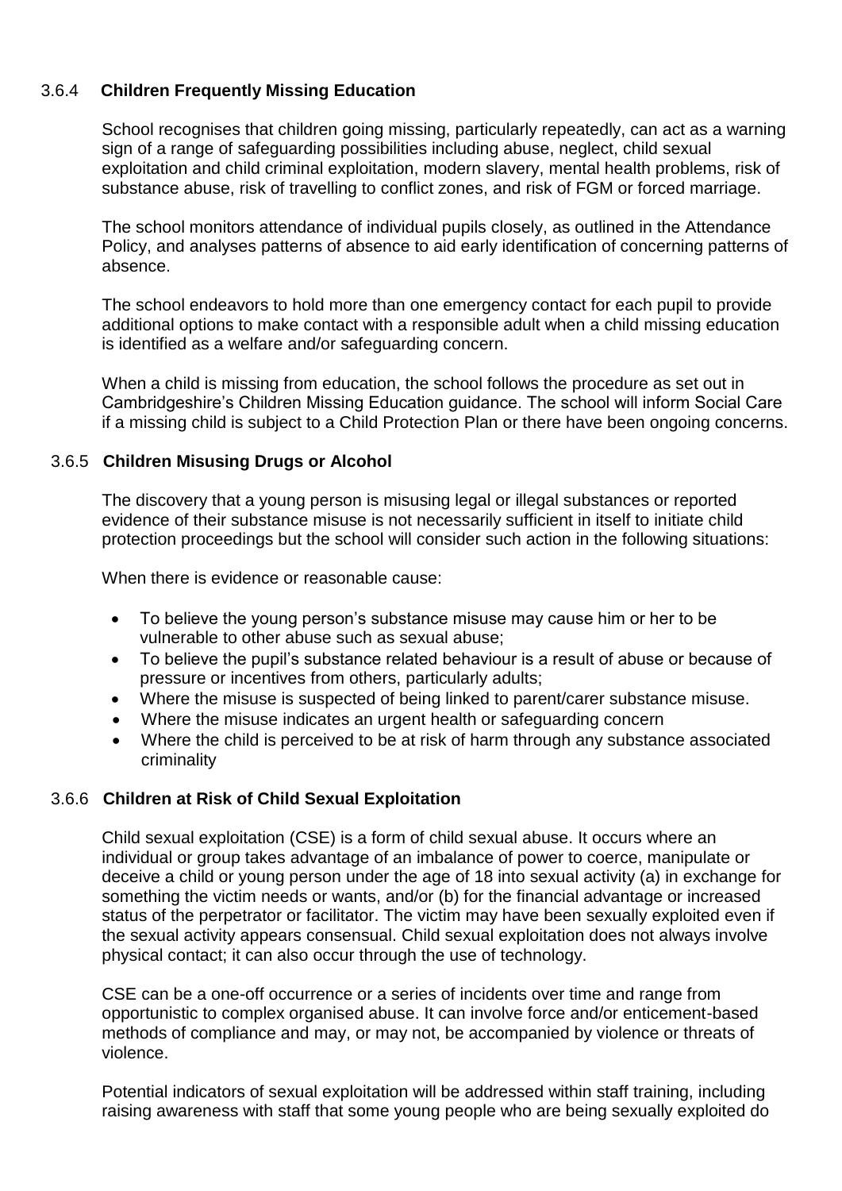### 3.6.4 **Children Frequently Missing Education**

School recognises that children going missing, particularly repeatedly, can act as a warning sign of a range of safeguarding possibilities including abuse, neglect, child sexual exploitation and child criminal exploitation, modern slavery, mental health problems, risk of substance abuse, risk of travelling to conflict zones, and risk of FGM or forced marriage.

The school monitors attendance of individual pupils closely, as outlined in the Attendance Policy, and analyses patterns of absence to aid early identification of concerning patterns of absence.

The school endeavors to hold more than one emergency contact for each pupil to provide additional options to make contact with a responsible adult when a child missing education is identified as a welfare and/or safeguarding concern.

When a child is missing from education, the school follows the procedure as set out in Cambridgeshire's Children Missing Education guidance. The school will inform Social Care if a missing child is subject to a Child Protection Plan or there have been ongoing concerns.

### 3.6.5 **Children Misusing Drugs or Alcohol**

The discovery that a young person is misusing legal or illegal substances or reported evidence of their substance misuse is not necessarily sufficient in itself to initiate child protection proceedings but the school will consider such action in the following situations:

When there is evidence or reasonable cause:

- To believe the young person's substance misuse may cause him or her to be vulnerable to other abuse such as sexual abuse;
- To believe the pupil's substance related behaviour is a result of abuse or because of pressure or incentives from others, particularly adults;
- Where the misuse is suspected of being linked to parent/carer substance misuse.
- Where the misuse indicates an urgent health or safeguarding concern
- Where the child is perceived to be at risk of harm through any substance associated criminality

### 3.6.6 **Children at Risk of Child Sexual Exploitation**

Child sexual exploitation (CSE) is a form of child sexual abuse. It occurs where an individual or group takes advantage of an imbalance of power to coerce, manipulate or deceive a child or young person under the age of 18 into sexual activity (a) in exchange for something the victim needs or wants, and/or (b) for the financial advantage or increased status of the perpetrator or facilitator. The victim may have been sexually exploited even if the sexual activity appears consensual. Child sexual exploitation does not always involve physical contact; it can also occur through the use of technology.

CSE can be a one-off occurrence or a series of incidents over time and range from opportunistic to complex organised abuse. It can involve force and/or enticement-based methods of compliance and may, or may not, be accompanied by violence or threats of violence.

Potential indicators of sexual exploitation will be addressed within staff training, including raising awareness with staff that some young people who are being sexually exploited do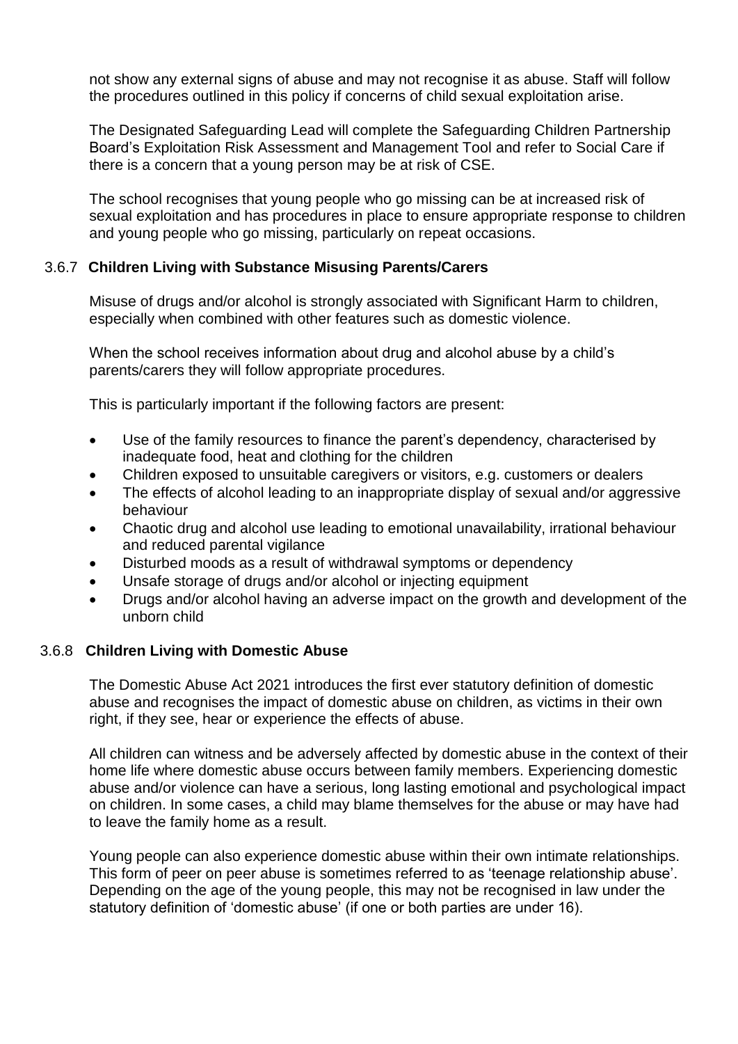not show any external signs of abuse and may not recognise it as abuse. Staff will follow the procedures outlined in this policy if concerns of child sexual exploitation arise.

The Designated Safeguarding Lead will complete the Safeguarding Children Partnership Board's Exploitation Risk Assessment and Management Tool and refer to Social Care if there is a concern that a young person may be at risk of CSE.

The school recognises that young people who go missing can be at increased risk of sexual exploitation and has procedures in place to ensure appropriate response to children and young people who go missing, particularly on repeat occasions.

### 3.6.7 Children Living with Substance Misusing Parents/Carers

Misuse of drugs and/or alcohol is strongly associated with Significant Harm to children, especially when combined with other features such as domestic violence.

When the school receives information about drug and alcohol abuse by a child's parents/carers they will follow appropriate procedures.

This is particularly important if the following factors are present:

- Use of the family resources to finance the parent's dependency, characterised by inadequate food, heat and clothing for the children
- Children exposed to unsuitable caregivers or visitors, e.g. customers or dealers
- The effects of alcohol leading to an inappropriate display of sexual and/or aggressive behaviour
- Chaotic drug and alcohol use leading to emotional unavailability, irrational behaviour and reduced parental vigilance
- Disturbed moods as a result of withdrawal symptoms or dependency
- Unsafe storage of drugs and/or alcohol or injecting equipment
- Drugs and/or alcohol having an adverse impact on the growth and development of the unborn child

### 3.6.8 Children Living with Domestic Abuse

The Domestic Abuse Act 2021 introduces the first ever statutory definition of domestic abuse and recognises the impact of domestic abuse on children, as victims in their own right, if they see, hear or experience the effects of abuse.

All children can witness and be adversely affected by domestic abuse in the context of their home life where domestic abuse occurs between family members. Experiencing domestic abuse and/or violence can have a serious, long lasting emotional and psychological impact on children. In some cases, a child may blame themselves for the abuse or may have had to leave the family home as a result.

Young people can also experience domestic abuse within their own intimate relationships. This form of peer on peer abuse is sometimes referred to as 'teenage relationship abuse'. Depending on the age of the young people, this may not be recognised in law under the statutory definition of 'domestic abuse' (if one or both parties are under 16).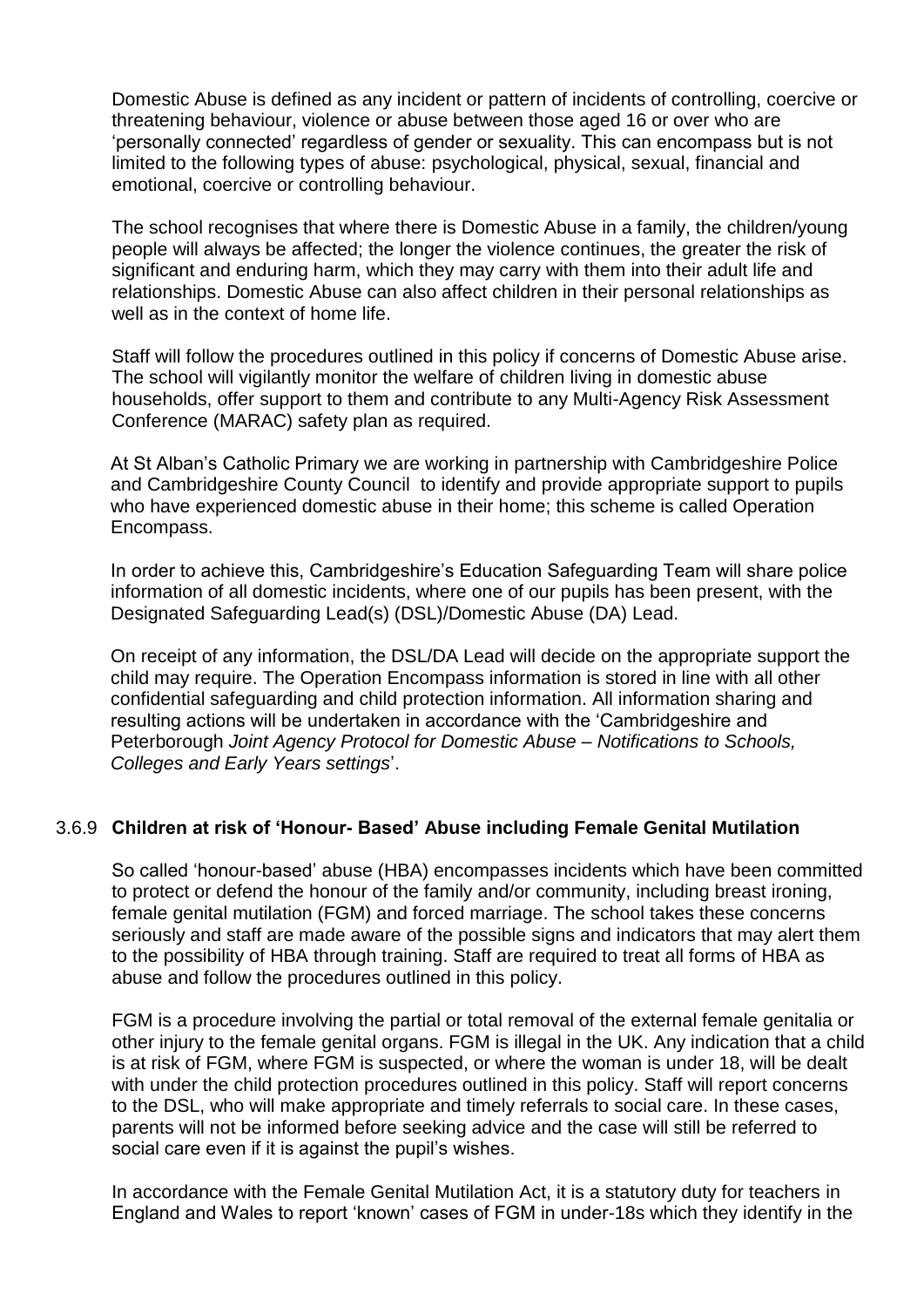Domestic Abuse is defined as any incident or pattern of incidents of controlling, coercive or threatening behaviour, violence or abuse between those aged 16 or over who are 'personally connected' regardless of gender or sexuality. This can encompass but is not limited to the following types of abuse: psychological, physical, sexual, financial and emotional, coercive or controlling behaviour.

The school recognises that where there is Domestic Abuse in a family, the children/young people will always be affected; the longer the violence continues, the greater the risk of significant and enduring harm, which they may carry with them into their adult life and relationships. Domestic Abuse can also affect children in their personal relationships as well as in the context of home life.

Staff will follow the procedures outlined in this policy if concerns of Domestic Abuse arise. The school will vigilantly monitor the welfare of children living in domestic abuse households, offer support to them and contribute to any Multi-Agency Risk Assessment Conference (MARAC) safety plan as required.

At St Alban's Catholic Primary we are working in partnership with Cambridgeshire Police and Cambridgeshire County Council to identify and provide appropriate support to pupils who have experienced domestic abuse in their home; this scheme is called Operation Encompass.

In order to achieve this, Cambridgeshire's Education Safeguarding Team will share police information of all domestic incidents, where one of our pupils has been present, with the Designated Safeguarding Lead(s) (DSL)/Domestic Abuse (DA) Lead.

On receipt of any information, the DSL/DA Lead will decide on the appropriate support the child may require. The Operation Encompass information is stored in line with all other confidential safeguarding and child protection information. All information sharing and resulting actions will be undertaken in accordance with the 'Cambridgeshire and Peterborough *Joint Agency Protocol for Domestic Abuse – Notifications to Schools, Colleges and Early Years settings*'.

### 3.6.9 Children at risk of 'Honour- Based' Abuse including Female Genital Mutilation

So called 'honour-based' abuse (HBA) encompasses incidents which have been committed to protect or defend the honour of the family and/or community, including breast ironing, female genital mutilation (FGM) and forced marriage. The school takes these concerns seriously and staff are made aware of the possible signs and indicators that may alert them to the possibility of HBA through training. Staff are required to treat all forms of HBA as abuse and follow the procedures outlined in this policy.

FGM is a procedure involving the partial or total removal of the external female genitalia or other injury to the female genital organs. FGM is illegal in the UK. Any indication that a child is at risk of FGM, where FGM is suspected, or where the woman is under 18, will be dealt with under the child protection procedures outlined in this policy. Staff will report concerns to the DSL, who will make appropriate and timely referrals to social care. In these cases, parents will not be informed before seeking advice and the case will still be referred to social care even if it is against the pupil's wishes.

In accordance with the Female Genital Mutilation Act, it is a statutory duty for teachers in England and Wales to report 'known' cases of FGM in under-18s which they identify in the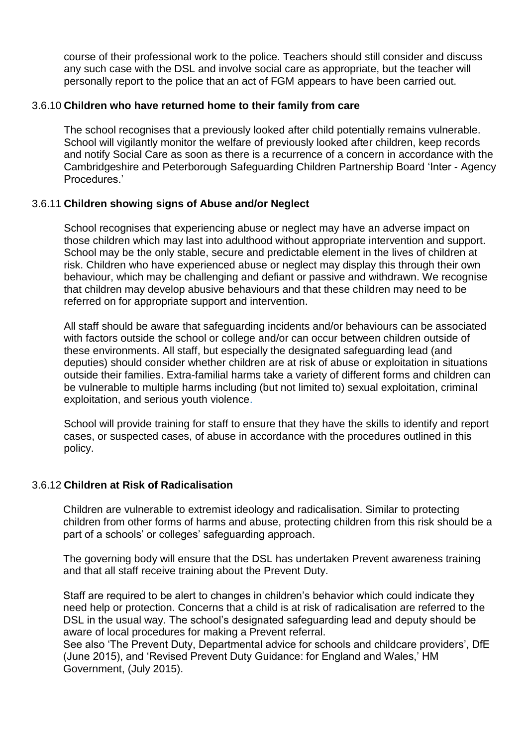course of their professional work to the police. Teachers should still consider and discuss any such case with the DSL and involve social care as appropriate, but the teacher will personally report to the police that an act of FGM appears to have been carried out.

### 3.6.10 **Children who have returned home to their family from care**

The school recognises that a previously looked after child potentially remains vulnerable. School will vigilantly monitor the welfare of previously looked after children, keep records and notify Social Care as soon as there is a recurrence of a concern in accordance with the Cambridgeshire and Peterborough Safeguarding Children Partnership Board 'Inter - Agency Procedures.'

### 3.6.11 **Children showing signs of Abuse and/or Neglect**

School recognises that experiencing abuse or neglect may have an adverse impact on those children which may last into adulthood without appropriate intervention and support. School may be the only stable, secure and predictable element in the lives of children at risk. Children who have experienced abuse or neglect may display this through their own behaviour, which may be challenging and defiant or passive and withdrawn. We recognise that children may develop abusive behaviours and that these children may need to be referred on for appropriate support and intervention.

All staff should be aware that safeguarding incidents and/or behaviours can be associated with factors outside the school or college and/or can occur between children outside of these environments. All staff, but especially the designated safeguarding lead (and deputies) should consider whether children are at risk of abuse or exploitation in situations outside their families. Extra-familial harms take a variety of different forms and children can be vulnerable to multiple harms including (but not limited to) sexual exploitation, criminal exploitation, and serious youth violence.

School will provide training for staff to ensure that they have the skills to identify and report cases, or suspected cases, of abuse in accordance with the procedures outlined in this policy.

### 3.6.12 **Children at Risk of Radicalisation**

Children are vulnerable to extremist ideology and radicalisation. Similar to protecting children from other forms of harms and abuse, protecting children from this risk should be a part of a schools' or colleges' safeguarding approach.

The governing body will ensure that the DSL has undertaken Prevent awareness training and that all staff receive training about the Prevent Duty.

Staff are required to be alert to changes in children's behavior which could indicate they need help or protection. Concerns that a child is at risk of radicalisation are referred to the DSL in the usual way. The school's designated safeguarding lead and deputy should be aware of local procedures for making a Prevent referral.
See also 'The Prevent Duty, Departmental advice for schools and childcare providers', DfE (June 2015), and 'Revised Prevent Duty Guidance: for England and Wales,' HM Government, (July 2015).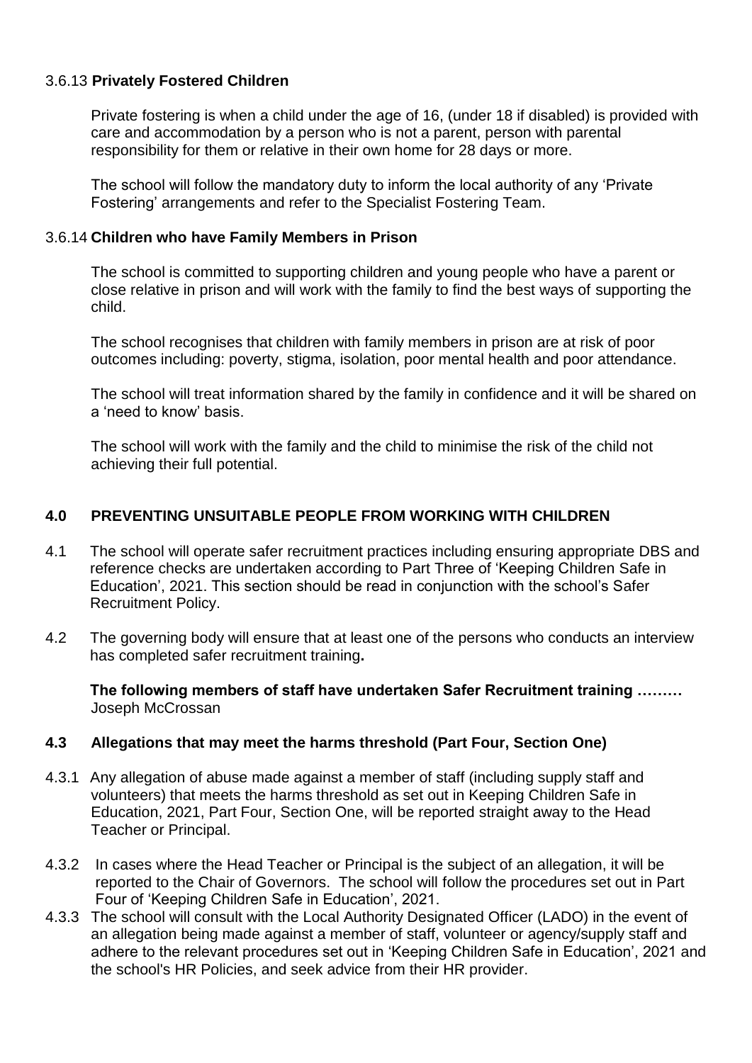### 3.6.13 **Privately Fostered Children**

Private fostering is when a child under the age of 16, (under 18 if disabled) is provided with care and accommodation by a person who is not a parent, person with parental responsibility for them or relative in their own home for 28 days or more.

The school will follow the mandatory duty to inform the local authority of any 'Private Fostering' arrangements and refer to the Specialist Fostering Team.

### 3.6.14 **Children who have Family Members in Prison**

The school is committed to supporting children and young people who have a parent or close relative in prison and will work with the family to find the best ways of supporting the child.

The school recognises that children with family members in prison are at risk of poor outcomes including: poverty, stigma, isolation, poor mental health and poor attendance.

The school will treat information shared by the family in confidence and it will be shared on a 'need to know' basis.

The school will work with the family and the child to minimise the risk of the child not achieving their full potential.

## 4.0 PREVENTING UNSUITABLE PEOPLE FROM WORKING WITH CHILDREN

4.1 The school will operate safer recruitment practices including ensuring appropriate DBS and reference checks are undertaken according to Part Three of 'Keeping Children Safe in Education', 2021. This section should be read in conjunction with the school's Safer Recruitment Policy.

4.2 The governing body will ensure that at least one of the persons who conducts an interview has completed safer recruitment training**.**

**The following members of staff have undertaken Safer Recruitment training ………**
Joseph McCrossan

### 4.3 Allegations that may meet the harms threshold (Part Four, Section One)

4.3.1 Any allegation of abuse made against a member of staff (including supply staff and volunteers) that meets the harms threshold as set out in Keeping Children Safe in Education, 2021, Part Four, Section One, will be reported straight away to the Head Teacher or Principal.

4.3.2 In cases where the Head Teacher or Principal is the subject of an allegation, it will be reported to the Chair of Governors. The school will follow the procedures set out in Part Four of 'Keeping Children Safe in Education', 2021.

4.3.3 The school will consult with the Local Authority Designated Officer (LADO) in the event of an allegation being made against a member of staff, volunteer or agency/supply staff and adhere to the relevant procedures set out in 'Keeping Children Safe in Education', 2021 and the school's HR Policies, and seek advice from their HR provider.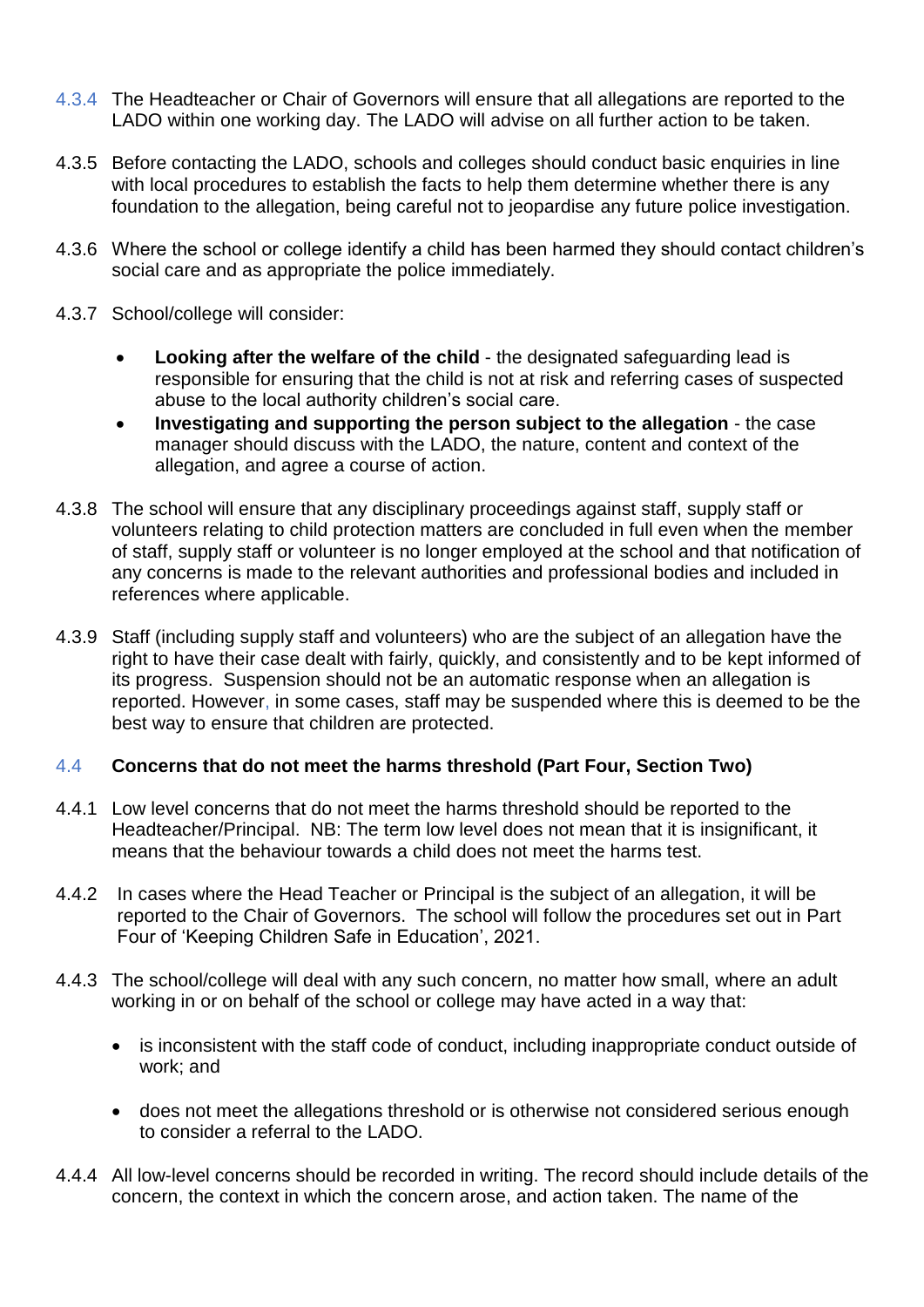4.3.4 The Headteacher or Chair of Governors will ensure that all allegations are reported to the LADO within one working day. The LADO will advise on all further action to be taken.

4.3.5 Before contacting the LADO, schools and colleges should conduct basic enquiries in line with local procedures to establish the facts to help them determine whether there is any foundation to the allegation, being careful not to jeopardise any future police investigation.

4.3.6 Where the school or college identify a child has been harmed they should contact children's social care and as appropriate the police immediately.

4.3.7 School/college will consider:

- **Looking after the welfare of the child** - the designated safeguarding lead is responsible for ensuring that the child is not at risk and referring cases of suspected abuse to the local authority children's social care.
- **Investigating and supporting the person subject to the allegation** - the case manager should discuss with the LADO, the nature, content and context of the allegation, and agree a course of action.

4.3.8 The school will ensure that any disciplinary proceedings against staff, supply staff or volunteers relating to child protection matters are concluded in full even when the member of staff, supply staff or volunteer is no longer employed at the school and that notification of any concerns is made to the relevant authorities and professional bodies and included in references where applicable.

4.3.9 Staff (including supply staff and volunteers) who are the subject of an allegation have the right to have their case dealt with fairly, quickly, and consistently and to be kept informed of its progress. Suspension should not be an automatic response when an allegation is reported. However, in some cases, staff may be suspended where this is deemed to be the best way to ensure that children are protected.

### 4.4 Concerns that do not meet the harms threshold (Part Four, Section Two)

4.4.1 Low level concerns that do not meet the harms threshold should be reported to the Headteacher/Principal. NB: The term low level does not mean that it is insignificant, it means that the behaviour towards a child does not meet the harms test.

4.4.2 In cases where the Head Teacher or Principal is the subject of an allegation, it will be reported to the Chair of Governors. The school will follow the procedures set out in Part Four of 'Keeping Children Safe in Education', 2021.

4.4.3 The school/college will deal with any such concern, no matter how small, where an adult working in or on behalf of the school or college may have acted in a way that:

- is inconsistent with the staff code of conduct, including inappropriate conduct outside of work; and

- does not meet the allegations threshold or is otherwise not considered serious enough to consider a referral to the LADO.

4.4.4 All low-level concerns should be recorded in writing. The record should include details of the concern, the context in which the concern arose, and action taken. The name of the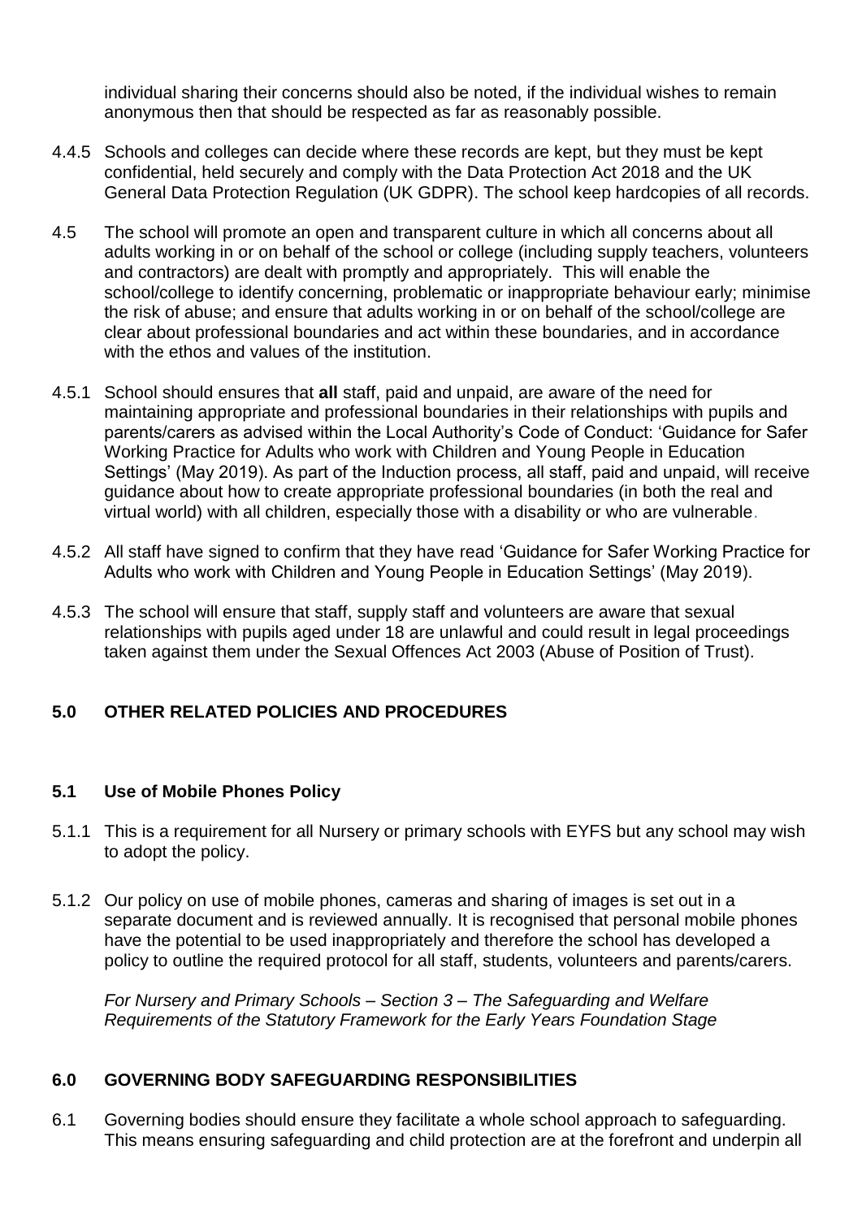individual sharing their concerns should also be noted, if the individual wishes to remain anonymous then that should be respected as far as reasonably possible.

4.4.5 Schools and colleges can decide where these records are kept, but they must be kept confidential, held securely and comply with the Data Protection Act 2018 and the UK General Data Protection Regulation (UK GDPR). The school keep hardcopies of all records.

4.5 The school will promote an open and transparent culture in which all concerns about all adults working in or on behalf of the school or college (including supply teachers, volunteers and contractors) are dealt with promptly and appropriately. This will enable the school/college to identify concerning, problematic or inappropriate behaviour early; minimise the risk of abuse; and ensure that adults working in or on behalf of the school/college are clear about professional boundaries and act within these boundaries, and in accordance with the ethos and values of the institution.

4.5.1 School should ensures that **all** staff, paid and unpaid, are aware of the need for maintaining appropriate and professional boundaries in their relationships with pupils and parents/carers as advised within the Local Authority's Code of Conduct: 'Guidance for Safer Working Practice for Adults who work with Children and Young People in Education Settings' (May 2019). As part of the Induction process, all staff, paid and unpaid, will receive guidance about how to create appropriate professional boundaries (in both the real and virtual world) with all children, especially those with a disability or who are vulnerable.

4.5.2 All staff have signed to confirm that they have read 'Guidance for Safer Working Practice for Adults who work with Children and Young People in Education Settings' (May 2019).

4.5.3 The school will ensure that staff, supply staff and volunteers are aware that sexual relationships with pupils aged under 18 are unlawful and could result in legal proceedings taken against them under the Sexual Offences Act 2003 (Abuse of Position of Trust).

## 5.0 OTHER RELATED POLICIES AND PROCEDURES

### 5.1 Use of Mobile Phones Policy

5.1.1 This is a requirement for all Nursery or primary schools with EYFS but any school may wish to adopt the policy.

5.1.2 Our policy on use of mobile phones, cameras and sharing of images is set out in a separate document and is reviewed annually. It is recognised that personal mobile phones have the potential to be used inappropriately and therefore the school has developed a policy to outline the required protocol for all staff, students, volunteers and parents/carers.

*For Nursery and Primary Schools – Section 3 – The Safeguarding and Welfare Requirements of the Statutory Framework for the Early Years Foundation Stage*

## 6.0 GOVERNING BODY SAFEGUARDING RESPONSIBILITIES

6.1 Governing bodies should ensure they facilitate a whole school approach to safeguarding. This means ensuring safeguarding and child protection are at the forefront and underpin all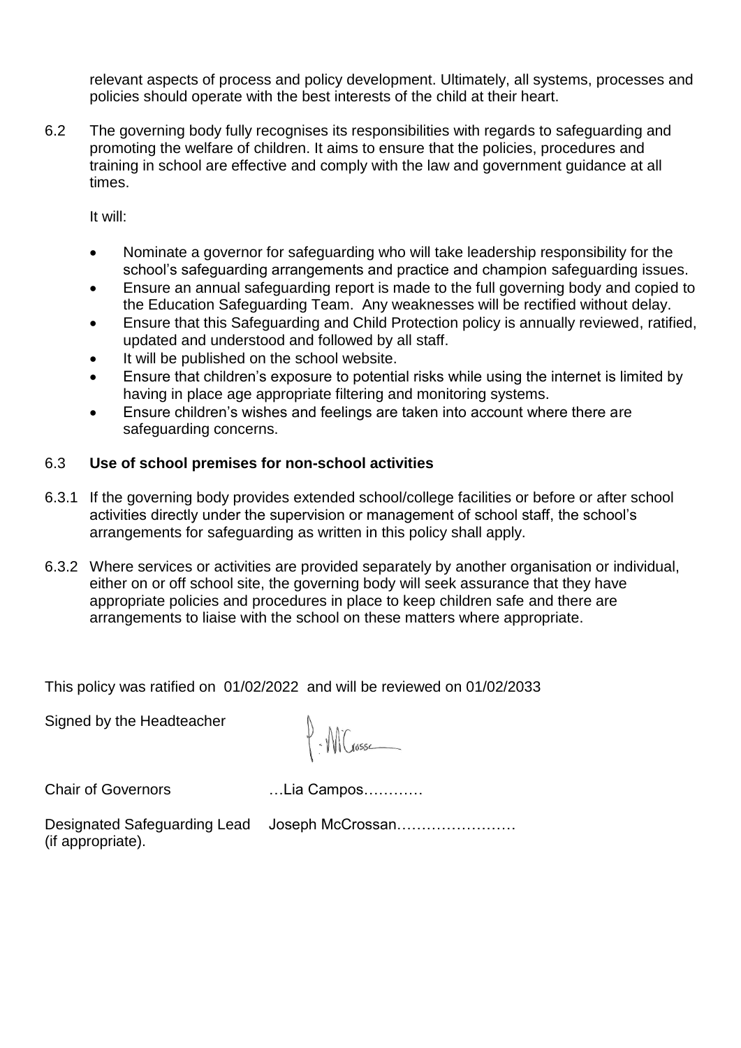relevant aspects of process and policy development. Ultimately, all systems, processes and policies should operate with the best interests of the child at their heart.

6.2 The governing body fully recognises its responsibilities with regards to safeguarding and promoting the welfare of children. It aims to ensure that the policies, procedures and training in school are effective and comply with the law and government guidance at all times.

It will:

- Nominate a governor for safeguarding who will take leadership responsibility for the school's safeguarding arrangements and practice and champion safeguarding issues.
- Ensure an annual safeguarding report is made to the full governing body and copied to the Education Safeguarding Team. Any weaknesses will be rectified without delay.
- Ensure that this Safeguarding and Child Protection policy is annually reviewed, ratified, updated and understood and followed by all staff.
- It will be published on the school website.
- Ensure that children's exposure to potential risks while using the internet is limited by having in place age appropriate filtering and monitoring systems.
- Ensure children's wishes and feelings are taken into account where there are safeguarding concerns.

6.3 **Use of school premises for non-school activities**

6.3.1 If the governing body provides extended school/college facilities or before or after school activities directly under the supervision or management of school staff, the school's arrangements for safeguarding as written in this policy shall apply.

6.3.2 Where services or activities are provided separately by another organisation or individual, either on or off school site, the governing body will seek assurance that they have appropriate policies and procedures in place to keep children safe and there are arrangements to liaise with the school on these matters where appropriate.

This policy was ratified on 01/02/2022 and will be reviewed on 01/02/2033

Signed by the Headteacher P. McCrossan

Chair of Governors …Lia Campos…………

Designated Safeguarding Lead (if appropriate). Joseph McCrossan……………………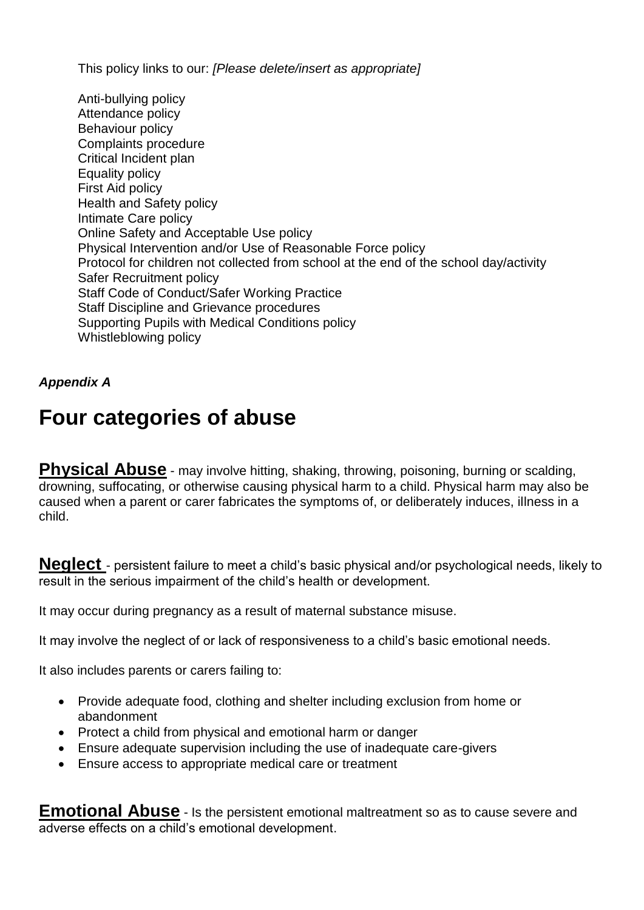This policy links to our: *[Please delete/insert as appropriate]*

Anti-bullying policy
Attendance policy
Behaviour policy
Complaints procedure
Critical Incident plan
Equality policy
First Aid policy
Health and Safety policy
Intimate Care policy
Online Safety and Acceptable Use policy
Physical Intervention and/or Use of Reasonable Force policy
Protocol for children not collected from school at the end of the school day/activity
Safer Recruitment policy
Staff Code of Conduct/Safer Working Practice
Staff Discipline and Grievance procedures
Supporting Pupils with Medical Conditions policy
Whistleblowing policy

***Appendix A***

# Four categories of abuse

**Physical Abuse** - may involve hitting, shaking, throwing, poisoning, burning or scalding, drowning, suffocating, or otherwise causing physical harm to a child. Physical harm may also be caused when a parent or carer fabricates the symptoms of, or deliberately induces, illness in a child.

**Neglect** - persistent failure to meet a child's basic physical and/or psychological needs, likely to result in the serious impairment of the child's health or development.

It may occur during pregnancy as a result of maternal substance misuse.

It may involve the neglect of or lack of responsiveness to a child's basic emotional needs.

It also includes parents or carers failing to:

- Provide adequate food, clothing and shelter including exclusion from home or abandonment
- Protect a child from physical and emotional harm or danger
- Ensure adequate supervision including the use of inadequate care-givers
- Ensure access to appropriate medical care or treatment

**Emotional Abuse** - Is the persistent emotional maltreatment so as to cause severe and adverse effects on a child's emotional development.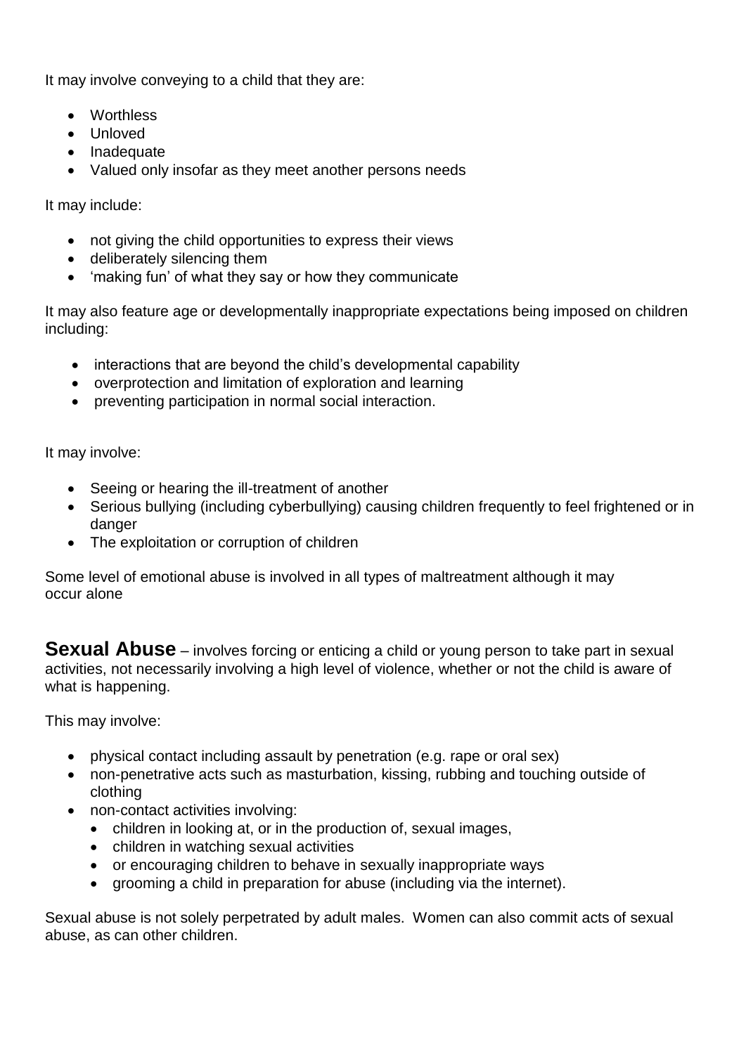It may involve conveying to a child that they are:

- Worthless
- Unloved
- Inadequate
- Valued only insofar as they meet another persons needs

It may include:

- not giving the child opportunities to express their views
- deliberately silencing them
- 'making fun' of what they say or how they communicate

It may also feature age or developmentally inappropriate expectations being imposed on children including:

- interactions that are beyond the child's developmental capability
- overprotection and limitation of exploration and learning
- preventing participation in normal social interaction.

It may involve:

- Seeing or hearing the ill-treatment of another
- Serious bullying (including cyberbullying) causing children frequently to feel frightened or in danger
- The exploitation or corruption of children

Some level of emotional abuse is involved in all types of maltreatment although it may occur alone

**Sexual Abuse** – involves forcing or enticing a child or young person to take part in sexual activities, not necessarily involving a high level of violence, whether or not the child is aware of what is happening.

This may involve:

- physical contact including assault by penetration (e.g. rape or oral sex)
- non-penetrative acts such as masturbation, kissing, rubbing and touching outside of clothing
- non-contact activities involving:
  - children in looking at, or in the production of, sexual images,
  - children in watching sexual activities
  - or encouraging children to behave in sexually inappropriate ways
  - grooming a child in preparation for abuse (including via the internet).

Sexual abuse is not solely perpetrated by adult males. Women can also commit acts of sexual abuse, as can other children.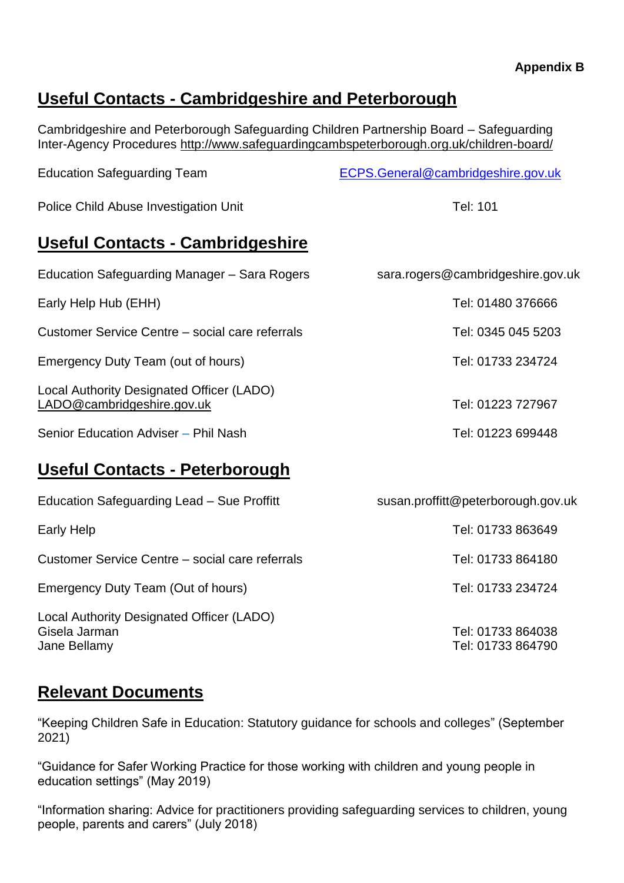**Appendix B**

## Useful Contacts - Cambridgeshire and Peterborough

Cambridgeshire and Peterborough Safeguarding Children Partnership Board – Safeguarding Inter-Agency Procedures http://www.safeguardingcambspeterborough.org.uk/children-board/

| | |
|---|---|
| Education Safeguarding Team | ECPS.General@cambridgeshire.gov.uk |
| Police Child Abuse Investigation Unit | Tel: 101 |

## Useful Contacts - Cambridgeshire

| | |
|---|---|
| Education Safeguarding Manager – Sara Rogers | sara.rogers@cambridgeshire.gov.uk |
| Early Help Hub (EHH) | Tel: 01480 376666 |
| Customer Service Centre – social care referrals | Tel: 0345 045 5203 |
| Emergency Duty Team (out of hours) | Tel: 01733 234724 |
| Local Authority Designated Officer (LADO) LADO@cambridgeshire.gov.uk | Tel: 01223 727967 |
| Senior Education Adviser – Phil Nash | Tel: 01223 699448 |

## Useful Contacts - Peterborough

| | |
|---|---|
| Education Safeguarding Lead – Sue Proffitt | susan.proffitt@peterborough.gov.uk |
| Early Help | Tel: 01733 863649 |
| Customer Service Centre – social care referrals | Tel: 01733 864180 |
| Emergency Duty Team (Out of hours) | Tel: 01733 234724 |
| Local Authority Designated Officer (LADO) | |
| Gisela Jarman | Tel: 01733 864038 |
| Jane Bellamy | Tel: 01733 864790 |

## Relevant Documents

"Keeping Children Safe in Education: Statutory guidance for schools and colleges" (September 2021)

"Guidance for Safer Working Practice for those working with children and young people in education settings" (May 2019)

"Information sharing: Advice for practitioners providing safeguarding services to children, young people, parents and carers" (July 2018)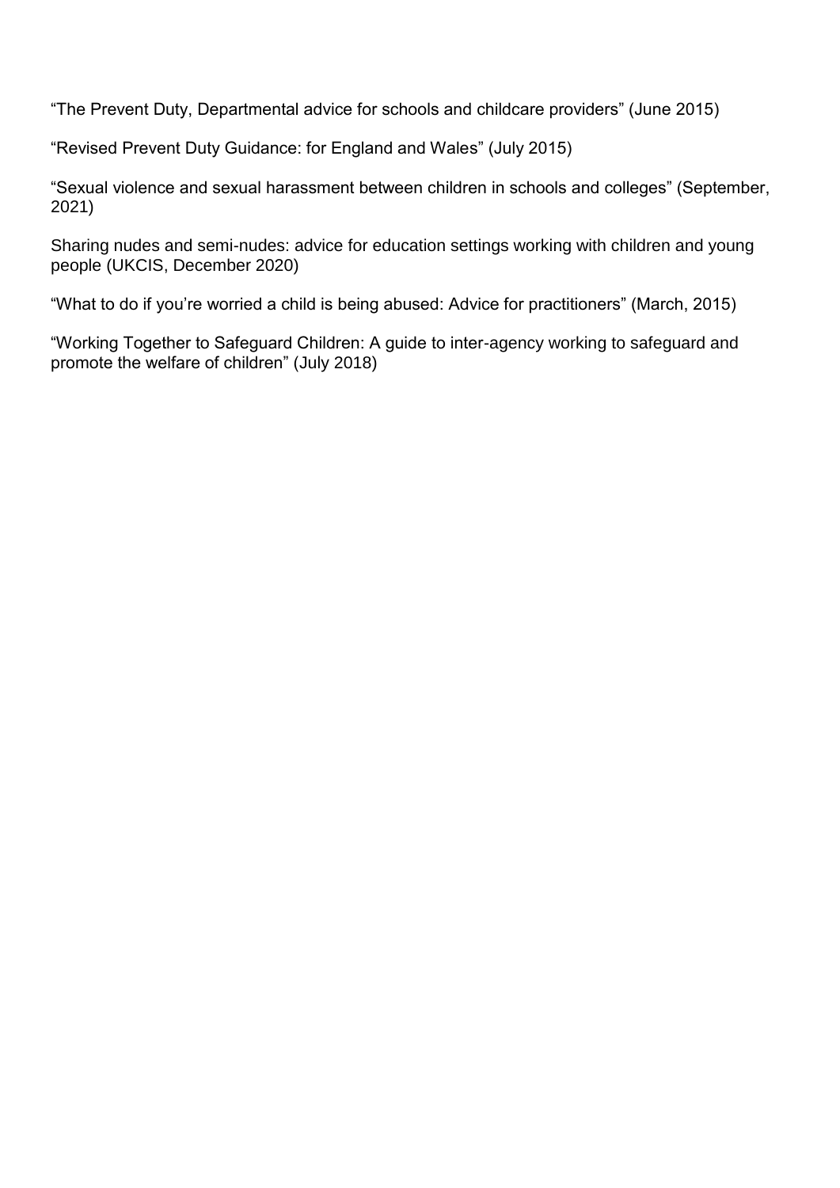"The Prevent Duty, Departmental advice for schools and childcare providers" (June 2015)

"Revised Prevent Duty Guidance: for England and Wales" (July 2015)

"Sexual violence and sexual harassment between children in schools and colleges" (September, 2021)

Sharing nudes and semi-nudes: advice for education settings working with children and young people (UKCIS, December 2020)

"What to do if you're worried a child is being abused: Advice for practitioners" (March, 2015)

"Working Together to Safeguard Children: A guide to inter-agency working to safeguard and promote the welfare of children" (July 2018)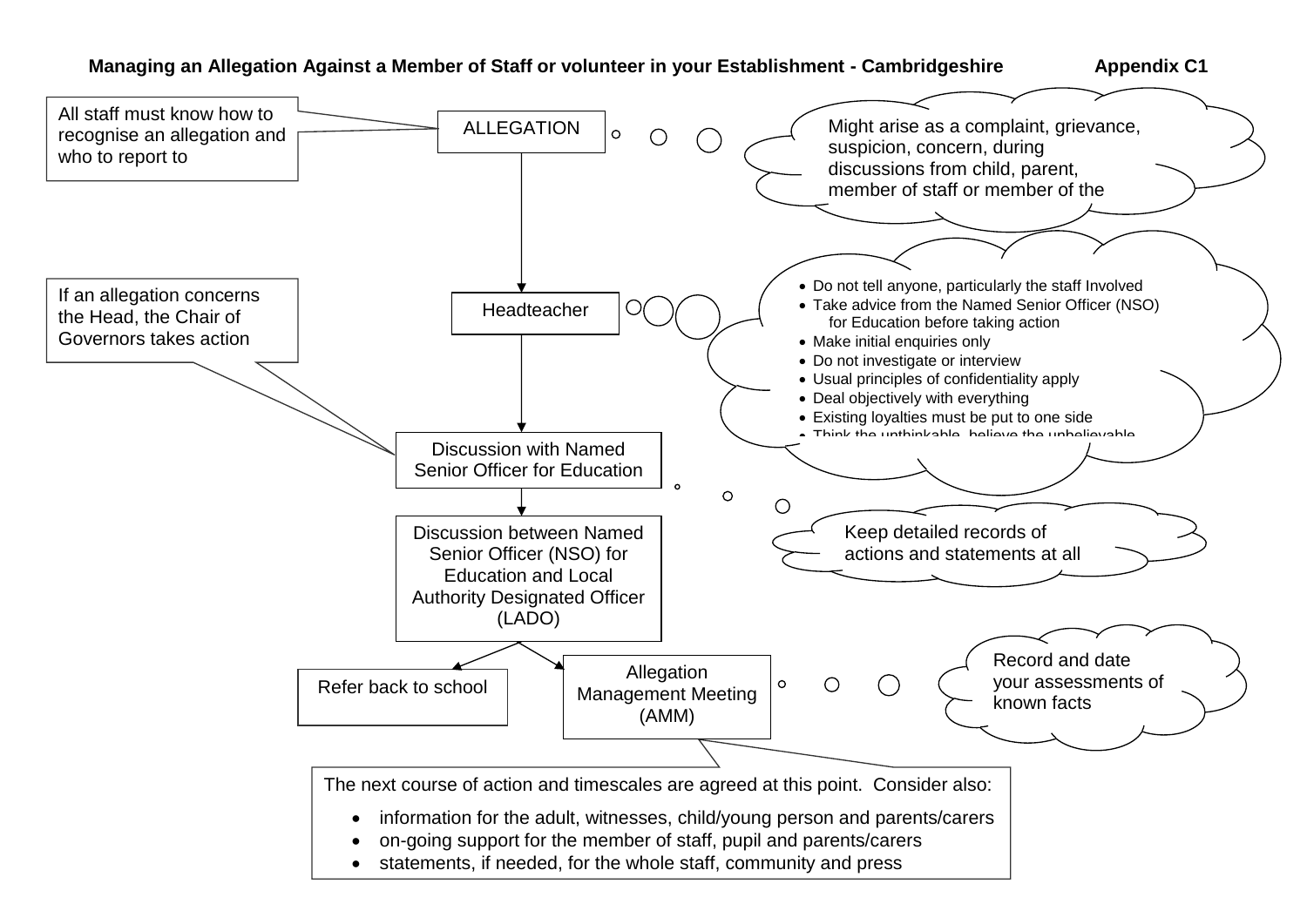**Managing an Allegation Against a Member of Staff or volunteer in your Establishment - Cambridgeshire** **Appendix C1**

ALLEGATION

All staff must know how to recognise an allegation and who to report to

Might arise as a complaint, grievance, suspicion, concern, during discussions from child, parent, member of staff or member of the

Headteacher

If an allegation concerns the Head, the Chair of Governors takes action

- Do not tell anyone, particularly the staff Involved
- Take advice from the Named Senior Officer (NSO) for Education before taking action
- Make initial enquiries only
- Do not investigate or interview
- Usual principles of confidentiality apply
- Deal objectively with everything
- Existing loyalties must be put to one side
- Think the unthinkable, believe the unbelievable

Discussion with Named Senior Officer for Education

Keep detailed records of actions and statements at all

Discussion between Named Senior Officer (NSO) for Education and Local Authority Designated Officer (LADO)

Refer back to school

Allegation Management Meeting (AMM)

Record and date your assessments of known facts

The next course of action and timescales are agreed at this point. Consider also:

- information for the adult, witnesses, child/young person and parents/carers
- on-going support for the member of staff, pupil and parents/carers
- statements, if needed, for the whole staff, community and press